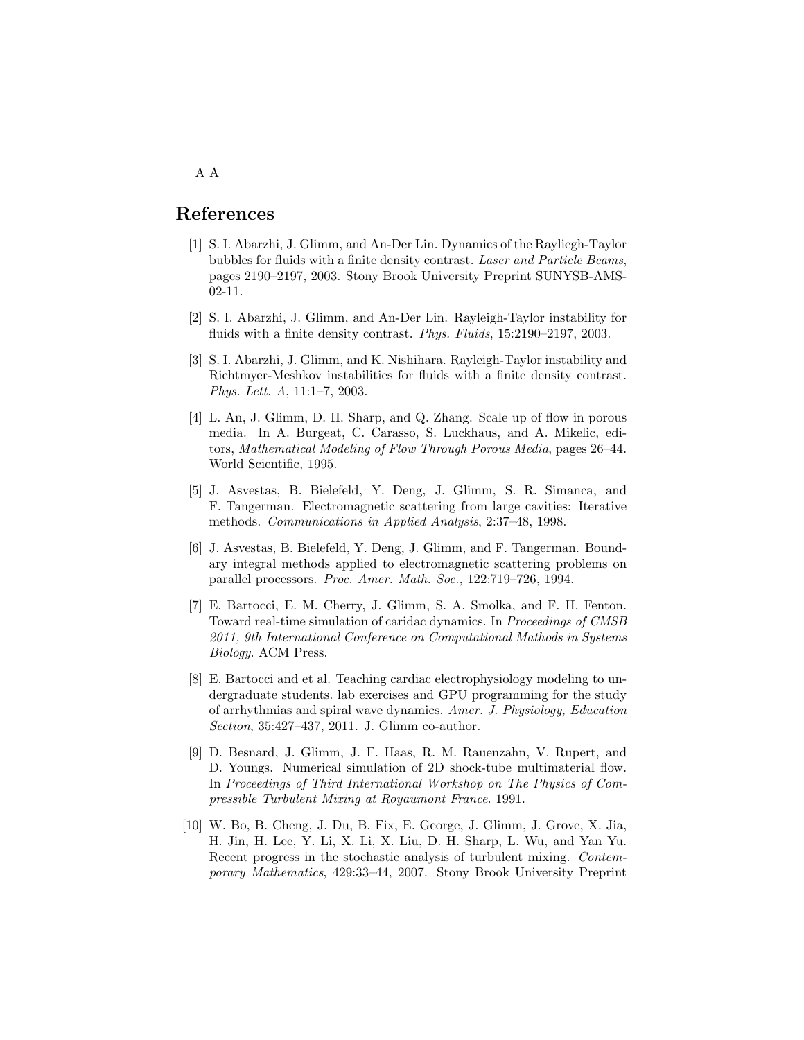A A

# References

[1] S. I. Abarzhi, J. Glimm, and An-Der Lin. Dynamics of the Rayliegh-Taylor bubbles for fluids with a finite density contrast. *Laser and Particle Beams*, pages 2190–2197, 2003. Stony Brook University Preprint SUNYSB-AMS-02-11.

[2] S. I. Abarzhi, J. Glimm, and An-Der Lin. Rayleigh-Taylor instability for fluids with a finite density contrast. *Phys. Fluids*, 15:2190–2197, 2003.

[3] S. I. Abarzhi, J. Glimm, and K. Nishihara. Rayleigh-Taylor instability and Richtmyer-Meshkov instabilities for fluids with a finite density contrast. *Phys. Lett. A*, 11:1–7, 2003.

[4] L. An, J. Glimm, D. H. Sharp, and Q. Zhang. Scale up of flow in porous media. In A. Burgeat, C. Carasso, S. Luckhaus, and A. Mikelic, editors, *Mathematical Modeling of Flow Through Porous Media*, pages 26–44. World Scientific, 1995.

[5] J. Asvestas, B. Bielefeld, Y. Deng, J. Glimm, S. R. Simanca, and F. Tangerman. Electromagnetic scattering from large cavities: Iterative methods. *Communications in Applied Analysis*, 2:37–48, 1998.

[6] J. Asvestas, B. Bielefeld, Y. Deng, J. Glimm, and F. Tangerman. Boundary integral methods applied to electromagnetic scattering problems on parallel processors. *Proc. Amer. Math. Soc.*, 122:719–726, 1994.

[7] E. Bartocci, E. M. Cherry, J. Glimm, S. A. Smolka, and F. H. Fenton. Toward real-time simulation of caridac dynamics. In *Proceedings of CMSB 2011, 9th International Conference on Computational Mathods in Systems Biology*. ACM Press.

[8] E. Bartocci and et al. Teaching cardiac electrophysiology modeling to undergraduate students. lab exercises and GPU programming for the study of arrhythmias and spiral wave dynamics. *Amer. J. Physiology, Education Section*, 35:427–437, 2011. J. Glimm co-author.

[9] D. Besnard, J. Glimm, J. F. Haas, R. M. Rauenzahn, V. Rupert, and D. Youngs. Numerical simulation of 2D shock-tube multimaterial flow. In *Proceedings of Third International Workshop on The Physics of Compressible Turbulent Mixing at Royaumont France*. 1991.

[10] W. Bo, B. Cheng, J. Du, B. Fix, E. George, J. Glimm, J. Grove, X. Jia, H. Jin, H. Lee, Y. Li, X. Li, X. Liu, D. H. Sharp, L. Wu, and Yan Yu. Recent progress in the stochastic analysis of turbulent mixing. *Contemporary Mathematics*, 429:33–44, 2007. Stony Brook University Preprint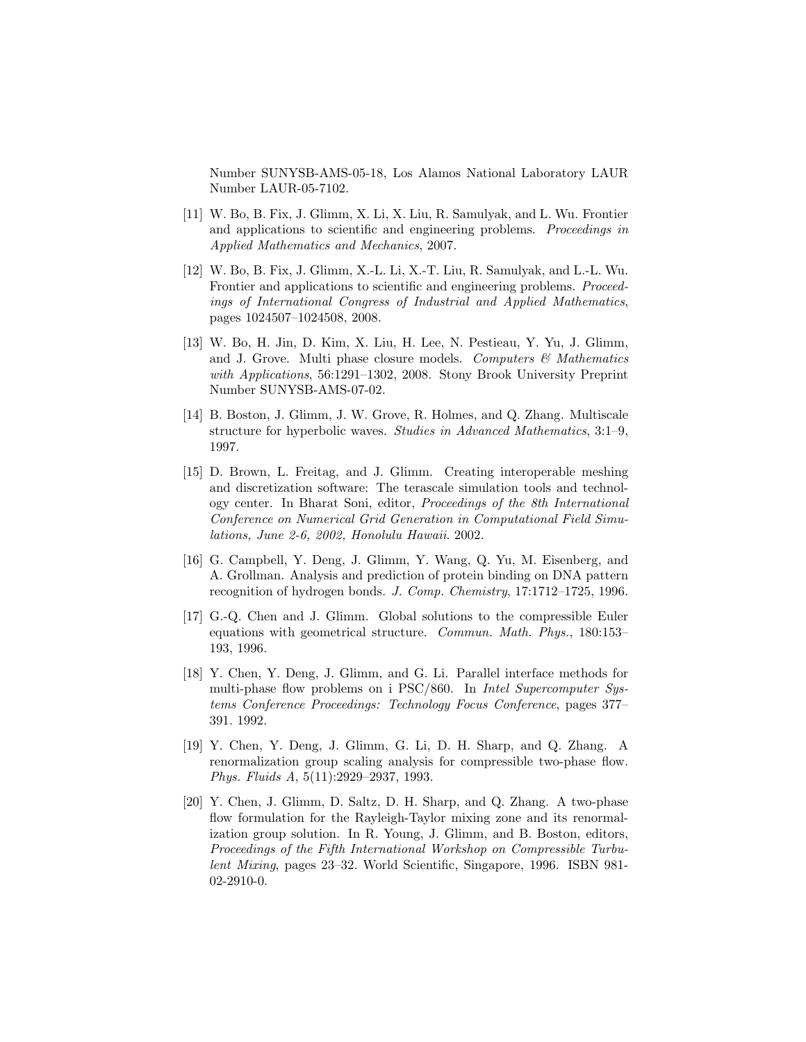Number SUNYSB-AMS-05-18, Los Alamos National Laboratory LAUR Number LAUR-05-7102.

[11] W. Bo, B. Fix, J. Glimm, X. Li, X. Liu, R. Samulyak, and L. Wu. Frontier and applications to scientific and engineering problems. *Proceedings in Applied Mathematics and Mechanics*, 2007.

[12] W. Bo, B. Fix, J. Glimm, X.-L. Li, X.-T. Liu, R. Samulyak, and L.-L. Wu. Frontier and applications to scientific and engineering problems. *Proceedings of International Congress of Industrial and Applied Mathematics*, pages 1024507–1024508, 2008.

[13] W. Bo, H. Jin, D. Kim, X. Liu, H. Lee, N. Pestieau, Y. Yu, J. Glimm, and J. Grove. Multi phase closure models. *Computers & Mathematics with Applications*, 56:1291–1302, 2008. Stony Brook University Preprint Number SUNYSB-AMS-07-02.

[14] B. Boston, J. Glimm, J. W. Grove, R. Holmes, and Q. Zhang. Multiscale structure for hyperbolic waves. *Studies in Advanced Mathematics*, 3:1–9, 1997.

[15] D. Brown, L. Freitag, and J. Glimm. Creating interoperable meshing and discretization software: The terascale simulation tools and technology center. In Bharat Soni, editor, *Proceedings of the 8th International Conference on Numerical Grid Generation in Computational Field Simulations, June 2-6, 2002, Honolulu Hawaii*. 2002.

[16] G. Campbell, Y. Deng, J. Glimm, Y. Wang, Q. Yu, M. Eisenberg, and A. Grollman. Analysis and prediction of protein binding on DNA pattern recognition of hydrogen bonds. *J. Comp. Chemistry*, 17:1712–1725, 1996.

[17] G.-Q. Chen and J. Glimm. Global solutions to the compressible Euler equations with geometrical structure. *Commun. Math. Phys.*, 180:153–193, 1996.

[18] Y. Chen, Y. Deng, J. Glimm, and G. Li. Parallel interface methods for multi-phase flow problems on i PSC/860. In *Intel Supercomputer Systems Conference Proceedings: Technology Focus Conference*, pages 377–391. 1992.

[19] Y. Chen, Y. Deng, J. Glimm, G. Li, D. H. Sharp, and Q. Zhang. A renormalization group scaling analysis for compressible two-phase flow. *Phys. Fluids A*, 5(11):2929–2937, 1993.

[20] Y. Chen, J. Glimm, D. Saltz, D. H. Sharp, and Q. Zhang. A two-phase flow formulation for the Rayleigh-Taylor mixing zone and its renormalization group solution. In R. Young, J. Glimm, and B. Boston, editors, *Proceedings of the Fifth International Workshop on Compressible Turbulent Mixing*, pages 23–32. World Scientific, Singapore, 1996. ISBN 981-02-2910-0.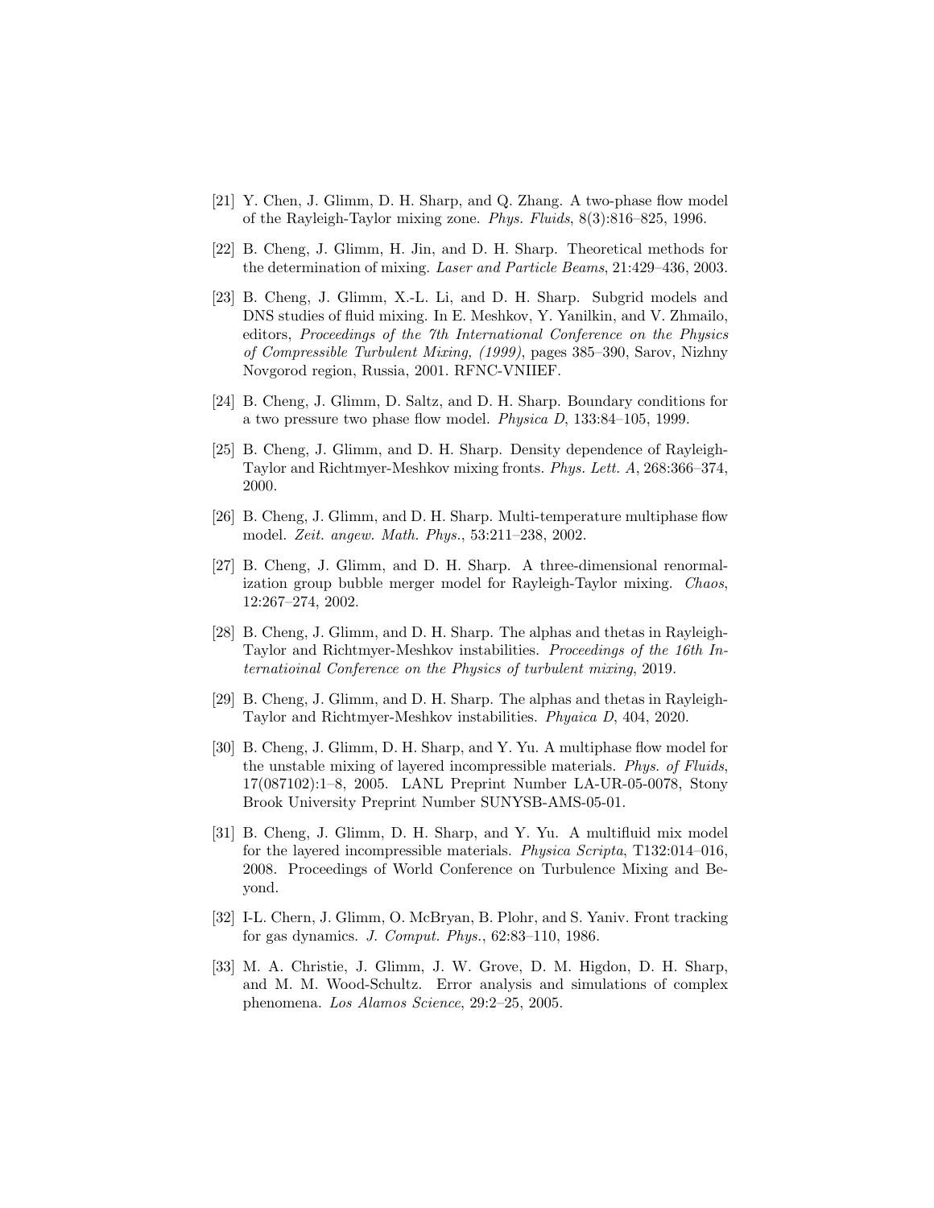[21] Y. Chen, J. Glimm, D. H. Sharp, and Q. Zhang. A two-phase flow model of the Rayleigh-Taylor mixing zone. *Phys. Fluids*, 8(3):816–825, 1996.

[22] B. Cheng, J. Glimm, H. Jin, and D. H. Sharp. Theoretical methods for the determination of mixing. *Laser and Particle Beams*, 21:429–436, 2003.

[23] B. Cheng, J. Glimm, X.-L. Li, and D. H. Sharp. Subgrid models and DNS studies of fluid mixing. In E. Meshkov, Y. Yanilkin, and V. Zhmailo, editors, *Proceedings of the 7th International Conference on the Physics of Compressible Turbulent Mixing, (1999)*, pages 385–390, Sarov, Nizhny Novgorod region, Russia, 2001. RFNC-VNIIEF.

[24] B. Cheng, J. Glimm, D. Saltz, and D. H. Sharp. Boundary conditions for a two pressure two phase flow model. *Physica D*, 133:84–105, 1999.

[25] B. Cheng, J. Glimm, and D. H. Sharp. Density dependence of Rayleigh-Taylor and Richtmyer-Meshkov mixing fronts. *Phys. Lett. A*, 268:366–374, 2000.

[26] B. Cheng, J. Glimm, and D. H. Sharp. Multi-temperature multiphase flow model. *Zeit. angew. Math. Phys.*, 53:211–238, 2002.

[27] B. Cheng, J. Glimm, and D. H. Sharp. A three-dimensional renormalization group bubble merger model for Rayleigh-Taylor mixing. *Chaos*, 12:267–274, 2002.

[28] B. Cheng, J. Glimm, and D. H. Sharp. The alphas and thetas in Rayleigh-Taylor and Richtmyer-Meshkov instabilities. *Proceedings of the 16th Internatioinal Conference on the Physics of turbulent mixing*, 2019.

[29] B. Cheng, J. Glimm, and D. H. Sharp. The alphas and thetas in Rayleigh-Taylor and Richtmyer-Meshkov instabilities. *Phyaica D*, 404, 2020.

[30] B. Cheng, J. Glimm, D. H. Sharp, and Y. Yu. A multiphase flow model for the unstable mixing of layered incompressible materials. *Phys. of Fluids*, 17(087102):1–8, 2005. LANL Preprint Number LA-UR-05-0078, Stony Brook University Preprint Number SUNYSB-AMS-05-01.

[31] B. Cheng, J. Glimm, D. H. Sharp, and Y. Yu. A multifluid mix model for the layered incompressible materials. *Physica Scripta*, T132:014–016, 2008. Proceedings of World Conference on Turbulence Mixing and Beyond.

[32] I-L. Chern, J. Glimm, O. McBryan, B. Plohr, and S. Yaniv. Front tracking for gas dynamics. *J. Comput. Phys.*, 62:83–110, 1986.

[33] M. A. Christie, J. Glimm, J. W. Grove, D. M. Higdon, D. H. Sharp, and M. M. Wood-Schultz. Error analysis and simulations of complex phenomena. *Los Alamos Science*, 29:2–25, 2005.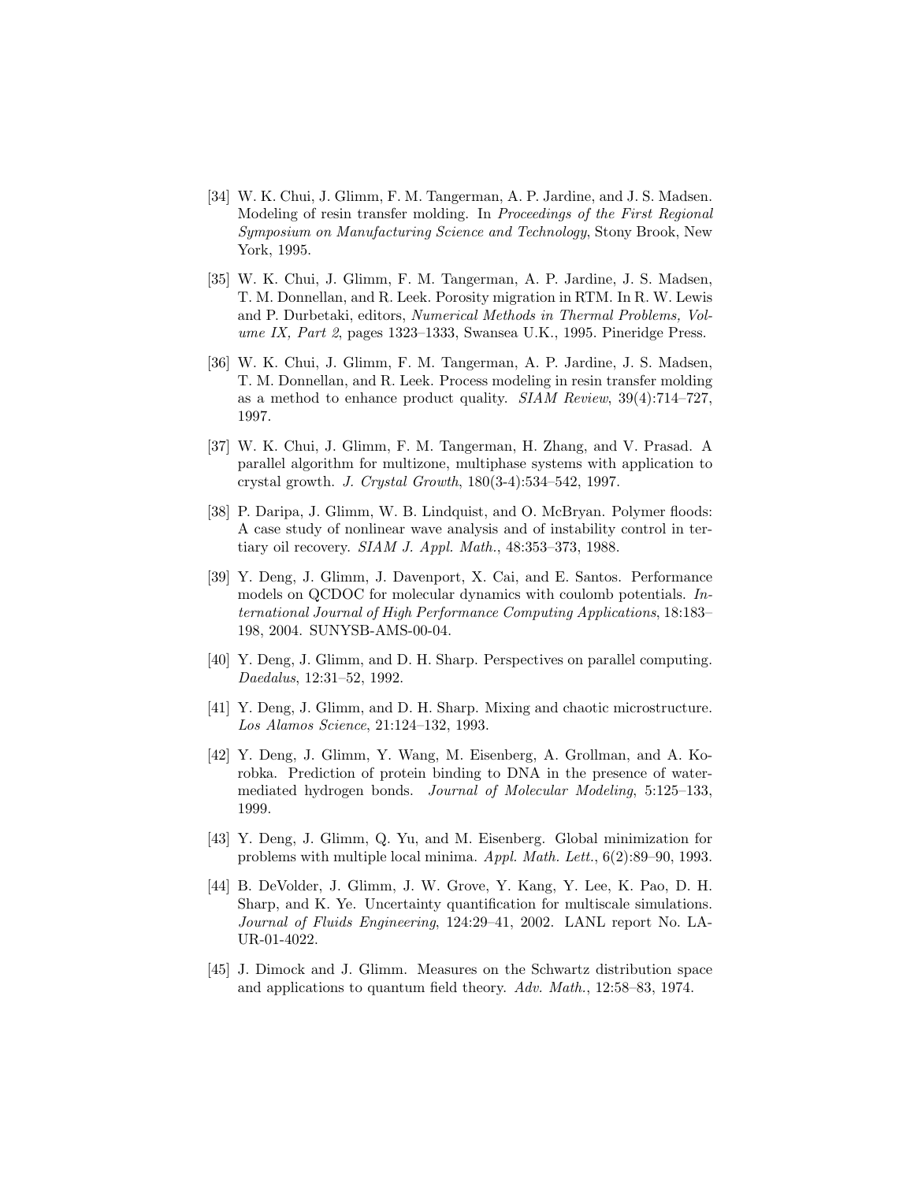[34] W. K. Chui, J. Glimm, F. M. Tangerman, A. P. Jardine, and J. S. Madsen. Modeling of resin transfer molding. In *Proceedings of the First Regional Symposium on Manufacturing Science and Technology*, Stony Brook, New York, 1995.

[35] W. K. Chui, J. Glimm, F. M. Tangerman, A. P. Jardine, J. S. Madsen, T. M. Donnellan, and R. Leek. Porosity migration in RTM. In R. W. Lewis and P. Durbetaki, editors, *Numerical Methods in Thermal Problems, Volume IX, Part 2*, pages 1323–1333, Swansea U.K., 1995. Pineridge Press.

[36] W. K. Chui, J. Glimm, F. M. Tangerman, A. P. Jardine, J. S. Madsen, T. M. Donnellan, and R. Leek. Process modeling in resin transfer molding as a method to enhance product quality. *SIAM Review*, 39(4):714–727, 1997.

[37] W. K. Chui, J. Glimm, F. M. Tangerman, H. Zhang, and V. Prasad. A parallel algorithm for multizone, multiphase systems with application to crystal growth. *J. Crystal Growth*, 180(3-4):534–542, 1997.

[38] P. Daripa, J. Glimm, W. B. Lindquist, and O. McBryan. Polymer floods: A case study of nonlinear wave analysis and of instability control in tertiary oil recovery. *SIAM J. Appl. Math.*, 48:353–373, 1988.

[39] Y. Deng, J. Glimm, J. Davenport, X. Cai, and E. Santos. Performance models on QCDOC for molecular dynamics with coulomb potentials. *International Journal of High Performance Computing Applications*, 18:183–198, 2004. SUNYSB-AMS-00-04.

[40] Y. Deng, J. Glimm, and D. H. Sharp. Perspectives on parallel computing. *Daedalus*, 12:31–52, 1992.

[41] Y. Deng, J. Glimm, and D. H. Sharp. Mixing and chaotic microstructure. *Los Alamos Science*, 21:124–132, 1993.

[42] Y. Deng, J. Glimm, Y. Wang, M. Eisenberg, A. Grollman, and A. Korobka. Prediction of protein binding to DNA in the presence of water-mediated hydrogen bonds. *Journal of Molecular Modeling*, 5:125–133, 1999.

[43] Y. Deng, J. Glimm, Q. Yu, and M. Eisenberg. Global minimization for problems with multiple local minima. *Appl. Math. Lett.*, 6(2):89–90, 1993.

[44] B. DeVolder, J. Glimm, J. W. Grove, Y. Kang, Y. Lee, K. Pao, D. H. Sharp, and K. Ye. Uncertainty quantification for multiscale simulations. *Journal of Fluids Engineering*, 124:29–41, 2002. LANL report No. LA-UR-01-4022.

[45] J. Dimock and J. Glimm. Measures on the Schwartz distribution space and applications to quantum field theory. *Adv. Math.*, 12:58–83, 1974.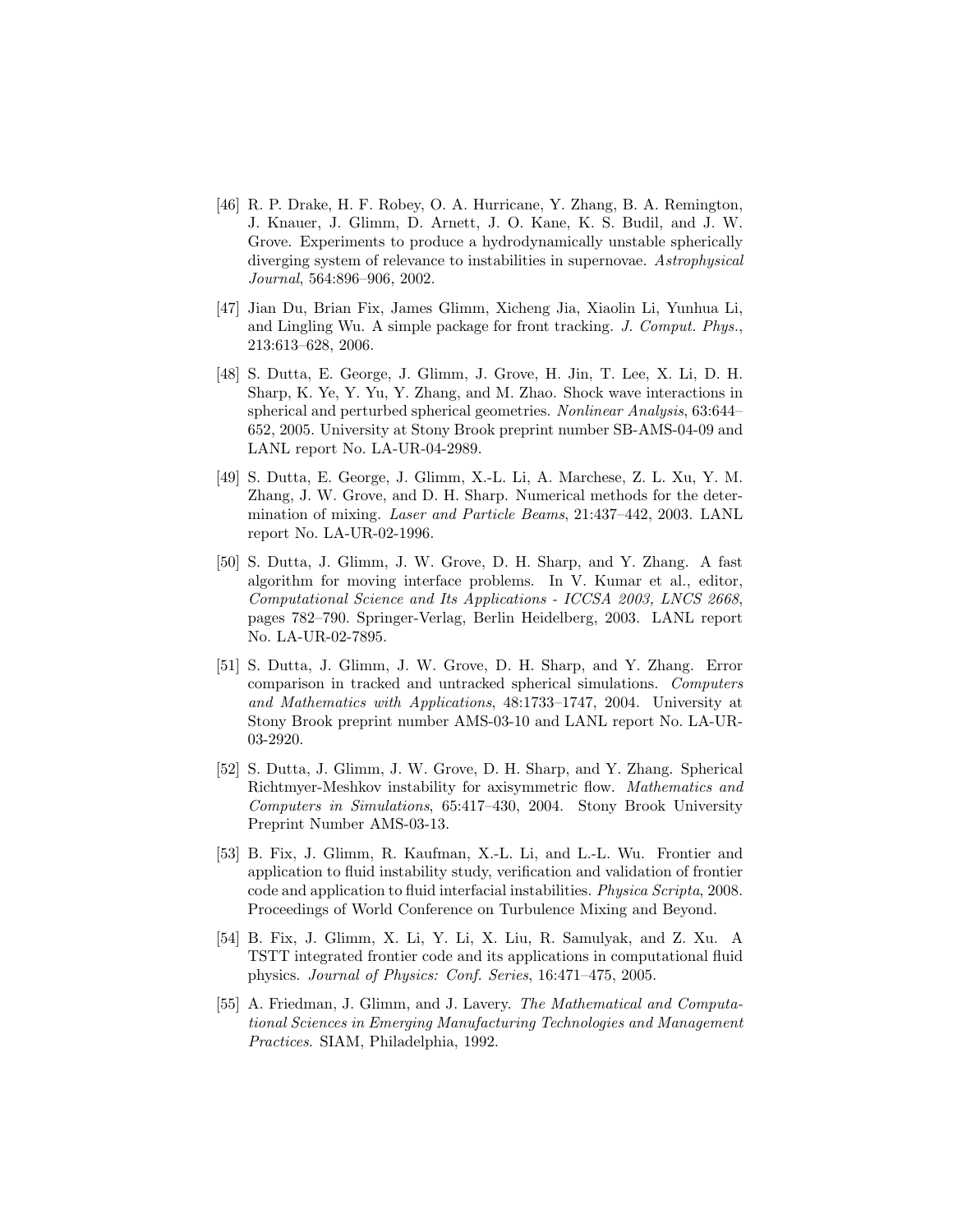[46] R. P. Drake, H. F. Robey, O. A. Hurricane, Y. Zhang, B. A. Remington, J. Knauer, J. Glimm, D. Arnett, J. O. Kane, K. S. Budil, and J. W. Grove. Experiments to produce a hydrodynamically unstable spherically diverging system of relevance to instabilities in supernovae. *Astrophysical Journal*, 564:896–906, 2002.

[47] Jian Du, Brian Fix, James Glimm, Xicheng Jia, Xiaolin Li, Yunhua Li, and Lingling Wu. A simple package for front tracking. *J. Comput. Phys.*, 213:613–628, 2006.

[48] S. Dutta, E. George, J. Glimm, J. Grove, H. Jin, T. Lee, X. Li, D. H. Sharp, K. Ye, Y. Yu, Y. Zhang, and M. Zhao. Shock wave interactions in spherical and perturbed spherical geometries. *Nonlinear Analysis*, 63:644–652, 2005. University at Stony Brook preprint number SB-AMS-04-09 and LANL report No. LA-UR-04-2989.

[49] S. Dutta, E. George, J. Glimm, X.-L. Li, A. Marchese, Z. L. Xu, Y. M. Zhang, J. W. Grove, and D. H. Sharp. Numerical methods for the determination of mixing. *Laser and Particle Beams*, 21:437–442, 2003. LANL report No. LA-UR-02-1996.

[50] S. Dutta, J. Glimm, J. W. Grove, D. H. Sharp, and Y. Zhang. A fast algorithm for moving interface problems. In V. Kumar et al., editor, *Computational Science and Its Applications - ICCSA 2003, LNCS 2668*, pages 782–790. Springer-Verlag, Berlin Heidelberg, 2003. LANL report No. LA-UR-02-7895.

[51] S. Dutta, J. Glimm, J. W. Grove, D. H. Sharp, and Y. Zhang. Error comparison in tracked and untracked spherical simulations. *Computers and Mathematics with Applications*, 48:1733–1747, 2004. University at Stony Brook preprint number AMS-03-10 and LANL report No. LA-UR-03-2920.

[52] S. Dutta, J. Glimm, J. W. Grove, D. H. Sharp, and Y. Zhang. Spherical Richtmyer-Meshkov instability for axisymmetric flow. *Mathematics and Computers in Simulations*, 65:417–430, 2004. Stony Brook University Preprint Number AMS-03-13.

[53] B. Fix, J. Glimm, R. Kaufman, X.-L. Li, and L.-L. Wu. Frontier and application to fluid instability study, verification and validation of frontier code and application to fluid interfacial instabilities. *Physica Scripta*, 2008. Proceedings of World Conference on Turbulence Mixing and Beyond.

[54] B. Fix, J. Glimm, X. Li, Y. Li, X. Liu, R. Samulyak, and Z. Xu. A TSTT integrated frontier code and its applications in computational fluid physics. *Journal of Physics: Conf. Series*, 16:471–475, 2005.

[55] A. Friedman, J. Glimm, and J. Lavery. *The Mathematical and Computational Sciences in Emerging Manufacturing Technologies and Management Practices*. SIAM, Philadelphia, 1992.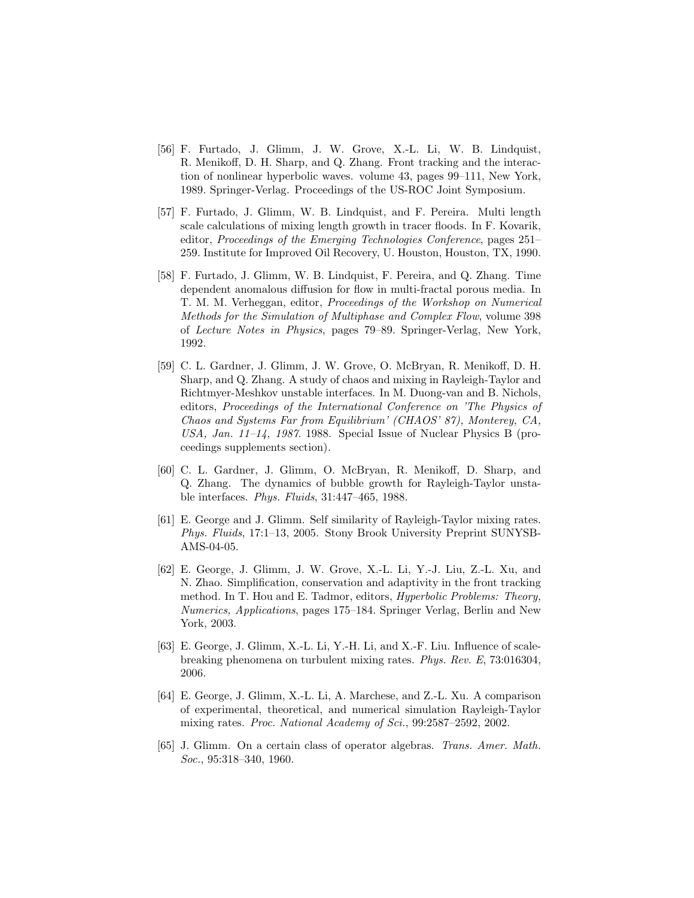[56] F. Furtado, J. Glimm, J. W. Grove, X.-L. Li, W. B. Lindquist, R. Menikoff, D. H. Sharp, and Q. Zhang. Front tracking and the interaction of nonlinear hyperbolic waves. volume 43, pages 99–111, New York, 1989. Springer-Verlag. Proceedings of the US-ROC Joint Symposium.

[57] F. Furtado, J. Glimm, W. B. Lindquist, and F. Pereira. Multi length scale calculations of mixing length growth in tracer floods. In F. Kovarik, editor, *Proceedings of the Emerging Technologies Conference*, pages 251–259. Institute for Improved Oil Recovery, U. Houston, Houston, TX, 1990.

[58] F. Furtado, J. Glimm, W. B. Lindquist, F. Pereira, and Q. Zhang. Time dependent anomalous diffusion for flow in multi-fractal porous media. In T. M. M. Verheggan, editor, *Proceedings of the Workshop on Numerical Methods for the Simulation of Multiphase and Complex Flow*, volume 398 of *Lecture Notes in Physics*, pages 79–89. Springer-Verlag, New York, 1992.

[59] C. L. Gardner, J. Glimm, J. W. Grove, O. McBryan, R. Menikoff, D. H. Sharp, and Q. Zhang. A study of chaos and mixing in Rayleigh-Taylor and Richtmyer-Meshkov unstable interfaces. In M. Duong-van and B. Nichols, editors, *Proceedings of the International Conference on 'The Physics of Chaos and Systems Far from Equilibrium' (CHAOS' 87), Monterey, CA, USA, Jan. 11–14, 1987*. 1988. Special Issue of Nuclear Physics B (proceedings supplements section).

[60] C. L. Gardner, J. Glimm, O. McBryan, R. Menikoff, D. Sharp, and Q. Zhang. The dynamics of bubble growth for Rayleigh-Taylor unstable interfaces. *Phys. Fluids*, 31:447–465, 1988.

[61] E. George and J. Glimm. Self similarity of Rayleigh-Taylor mixing rates. *Phys. Fluids*, 17:1–13, 2005. Stony Brook University Preprint SUNYSB-AMS-04-05.

[62] E. George, J. Glimm, J. W. Grove, X.-L. Li, Y.-J. Liu, Z.-L. Xu, and N. Zhao. Simplification, conservation and adaptivity in the front tracking method. In T. Hou and E. Tadmor, editors, *Hyperbolic Problems: Theory, Numerics, Applications*, pages 175–184. Springer Verlag, Berlin and New York, 2003.

[63] E. George, J. Glimm, X.-L. Li, Y.-H. Li, and X.-F. Liu. Influence of scale-breaking phenomena on turbulent mixing rates. *Phys. Rev. E*, 73:016304, 2006.

[64] E. George, J. Glimm, X.-L. Li, A. Marchese, and Z.-L. Xu. A comparison of experimental, theoretical, and numerical simulation Rayleigh-Taylor mixing rates. *Proc. National Academy of Sci.*, 99:2587–2592, 2002.

[65] J. Glimm. On a certain class of operator algebras. *Trans. Amer. Math. Soc.*, 95:318–340, 1960.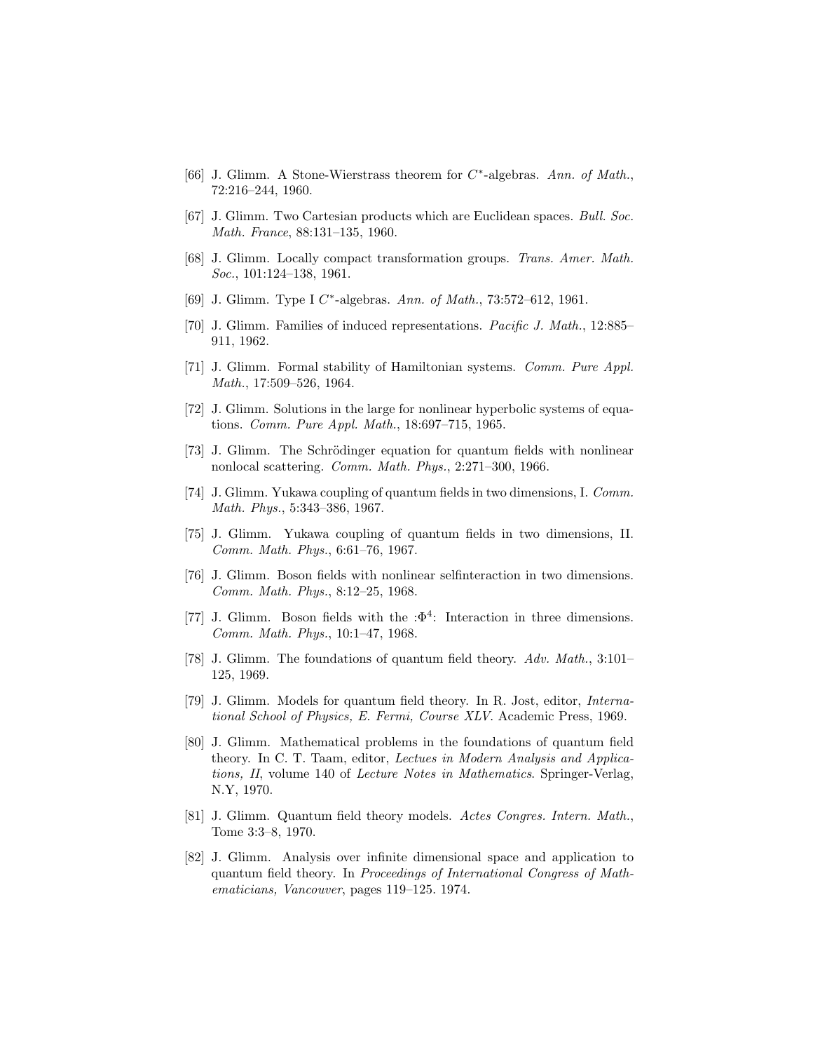[66] J. Glimm. A Stone-Wierstrass theorem for $C^*$-algebras. *Ann. of Math.*, 72:216–244, 1960.

[67] J. Glimm. Two Cartesian products which are Euclidean spaces. *Bull. Soc. Math. France*, 88:131–135, 1960.

[68] J. Glimm. Locally compact transformation groups. *Trans. Amer. Math. Soc.*, 101:124–138, 1961.

[69] J. Glimm. Type I $C^*$-algebras. *Ann. of Math.*, 73:572–612, 1961.

[70] J. Glimm. Families of induced representations. *Pacific J. Math.*, 12:885–911, 1962.

[71] J. Glimm. Formal stability of Hamiltonian systems. *Comm. Pure Appl. Math.*, 17:509–526, 1964.

[72] J. Glimm. Solutions in the large for nonlinear hyperbolic systems of equations. *Comm. Pure Appl. Math.*, 18:697–715, 1965.

[73] J. Glimm. The Schrödinger equation for quantum fields with nonlinear nonlocal scattering. *Comm. Math. Phys.*, 2:271–300, 1966.

[74] J. Glimm. Yukawa coupling of quantum fields in two dimensions, I. *Comm. Math. Phys.*, 5:343–386, 1967.

[75] J. Glimm. Yukawa coupling of quantum fields in two dimensions, II. *Comm. Math. Phys.*, 6:61–76, 1967.

[76] J. Glimm. Boson fields with nonlinear selfinteraction in two dimensions. *Comm. Math. Phys.*, 8:12–25, 1968.

[77] J. Glimm. Boson fields with the :$\Phi^4$: Interaction in three dimensions. *Comm. Math. Phys.*, 10:1–47, 1968.

[78] J. Glimm. The foundations of quantum field theory. *Adv. Math.*, 3:101–125, 1969.

[79] J. Glimm. Models for quantum field theory. In R. Jost, editor, *International School of Physics, E. Fermi, Course XLV*. Academic Press, 1969.

[80] J. Glimm. Mathematical problems in the foundations of quantum field theory. In C. T. Taam, editor, *Lectues in Modern Analysis and Applications, II*, volume 140 of *Lecture Notes in Mathematics*. Springer-Verlag, N.Y, 1970.

[81] J. Glimm. Quantum field theory models. *Actes Congres. Intern. Math.*, Tome 3:3–8, 1970.

[82] J. Glimm. Analysis over infinite dimensional space and application to quantum field theory. In *Proceedings of International Congress of Mathematicians, Vancouver*, pages 119–125. 1974.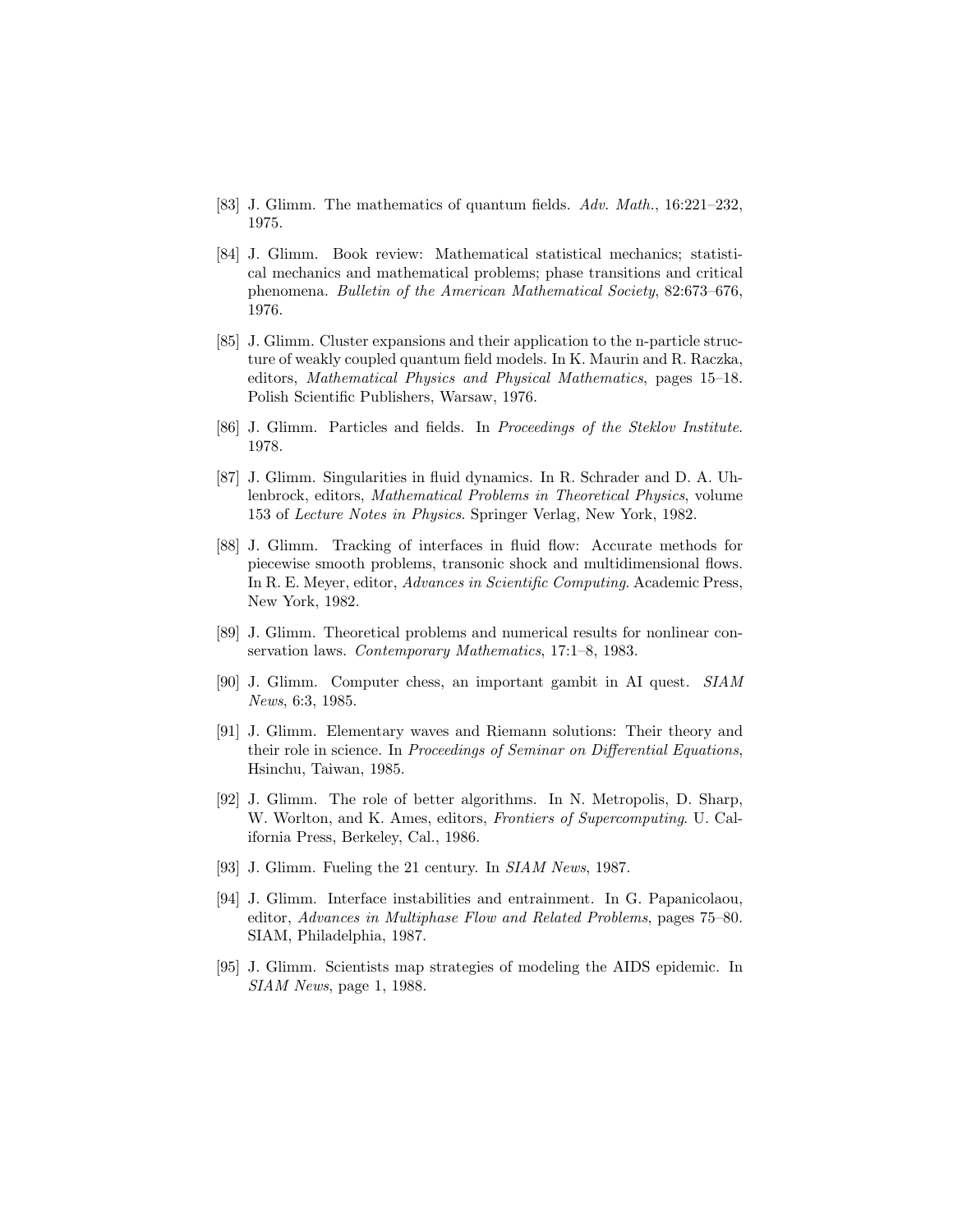[83] J. Glimm. The mathematics of quantum fields. *Adv. Math.*, 16:221–232, 1975.

[84] J. Glimm. Book review: Mathematical statistical mechanics; statistical mechanics and mathematical problems; phase transitions and critical phenomena. *Bulletin of the American Mathematical Society*, 82:673–676, 1976.

[85] J. Glimm. Cluster expansions and their application to the n-particle structure of weakly coupled quantum field models. In K. Maurin and R. Raczka, editors, *Mathematical Physics and Physical Mathematics*, pages 15–18. Polish Scientific Publishers, Warsaw, 1976.

[86] J. Glimm. Particles and fields. In *Proceedings of the Steklov Institute*. 1978.

[87] J. Glimm. Singularities in fluid dynamics. In R. Schrader and D. A. Uhlenbrock, editors, *Mathematical Problems in Theoretical Physics*, volume 153 of *Lecture Notes in Physics*. Springer Verlag, New York, 1982.

[88] J. Glimm. Tracking of interfaces in fluid flow: Accurate methods for piecewise smooth problems, transonic shock and multidimensional flows. In R. E. Meyer, editor, *Advances in Scientific Computing*. Academic Press, New York, 1982.

[89] J. Glimm. Theoretical problems and numerical results for nonlinear conservation laws. *Contemporary Mathematics*, 17:1–8, 1983.

[90] J. Glimm. Computer chess, an important gambit in AI quest. *SIAM News*, 6:3, 1985.

[91] J. Glimm. Elementary waves and Riemann solutions: Their theory and their role in science. In *Proceedings of Seminar on Differential Equations*, Hsinchu, Taiwan, 1985.

[92] J. Glimm. The role of better algorithms. In N. Metropolis, D. Sharp, W. Worlton, and K. Ames, editors, *Frontiers of Supercomputing*. U. California Press, Berkeley, Cal., 1986.

[93] J. Glimm. Fueling the 21 century. In *SIAM News*, 1987.

[94] J. Glimm. Interface instabilities and entrainment. In G. Papanicolaou, editor, *Advances in Multiphase Flow and Related Problems*, pages 75–80. SIAM, Philadelphia, 1987.

[95] J. Glimm. Scientists map strategies of modeling the AIDS epidemic. In *SIAM News*, page 1, 1988.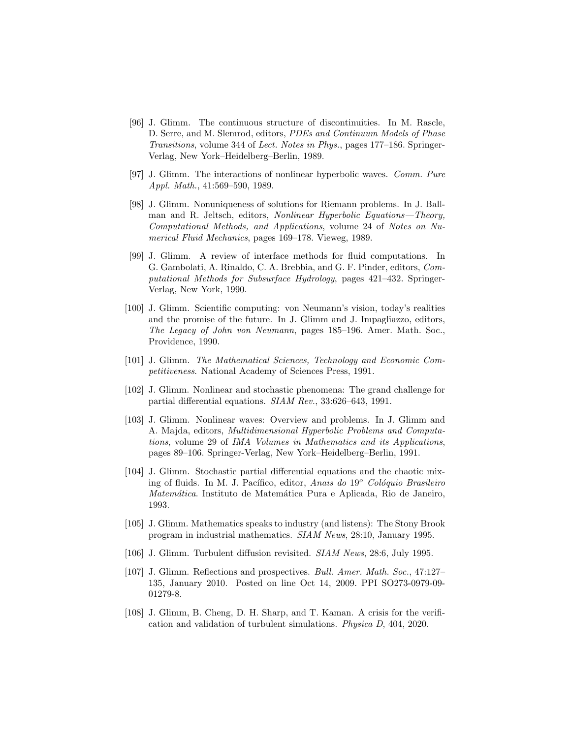[96] J. Glimm. The continuous structure of discontinuities. In M. Rascle, D. Serre, and M. Slemrod, editors, *PDEs and Continuum Models of Phase Transitions*, volume 344 of *Lect. Notes in Phys.*, pages 177–186. Springer-Verlag, New York–Heidelberg–Berlin, 1989.

[97] J. Glimm. The interactions of nonlinear hyperbolic waves. *Comm. Pure Appl. Math.*, 41:569–590, 1989.

[98] J. Glimm. Nonuniqueness of solutions for Riemann problems. In J. Ballman and R. Jeltsch, editors, *Nonlinear Hyperbolic Equations—Theory, Computational Methods, and Applications*, volume 24 of *Notes on Numerical Fluid Mechanics*, pages 169–178. Vieweg, 1989.

[99] J. Glimm. A review of interface methods for fluid computations. In G. Gambolati, A. Rinaldo, C. A. Brebbia, and G. F. Pinder, editors, *Computational Methods for Subsurface Hydrology*, pages 421–432. Springer-Verlag, New York, 1990.

[100] J. Glimm. Scientific computing: von Neumann's vision, today's realities and the promise of the future. In J. Glimm and J. Impagliazzo, editors, *The Legacy of John von Neumann*, pages 185–196. Amer. Math. Soc., Providence, 1990.

[101] J. Glimm. *The Mathematical Sciences, Technology and Economic Competitiveness*. National Academy of Sciences Press, 1991.

[102] J. Glimm. Nonlinear and stochastic phenomena: The grand challenge for partial differential equations. *SIAM Rev.*, 33:626–643, 1991.

[103] J. Glimm. Nonlinear waves: Overview and problems. In J. Glimm and A. Majda, editors, *Multidimensional Hyperbolic Problems and Computations*, volume 29 of *IMA Volumes in Mathematics and its Applications*, pages 89–106. Springer-Verlag, New York–Heidelberg–Berlin, 1991.

[104] J. Glimm. Stochastic partial differential equations and the chaotic mixing of fluids. In M. J. Pacífico, editor, *Anais do 19$^o$ Colóquio Brasileiro Matemática*. Instituto de Matemática Pura e Aplicada, Rio de Janeiro, 1993.

[105] J. Glimm. Mathematics speaks to industry (and listens): The Stony Brook program in industrial mathematics. *SIAM News*, 28:10, January 1995.

[106] J. Glimm. Turbulent diffusion revisited. *SIAM News*, 28:6, July 1995.

[107] J. Glimm. Reflections and prospectives. *Bull. Amer. Math. Soc.*, 47:127–135, January 2010. Posted on line Oct 14, 2009. PPI SO273-0979-09-01279-8.

[108] J. Glimm, B. Cheng, D. H. Sharp, and T. Kaman. A crisis for the verification and validation of turbulent simulations. *Physica D*, 404, 2020.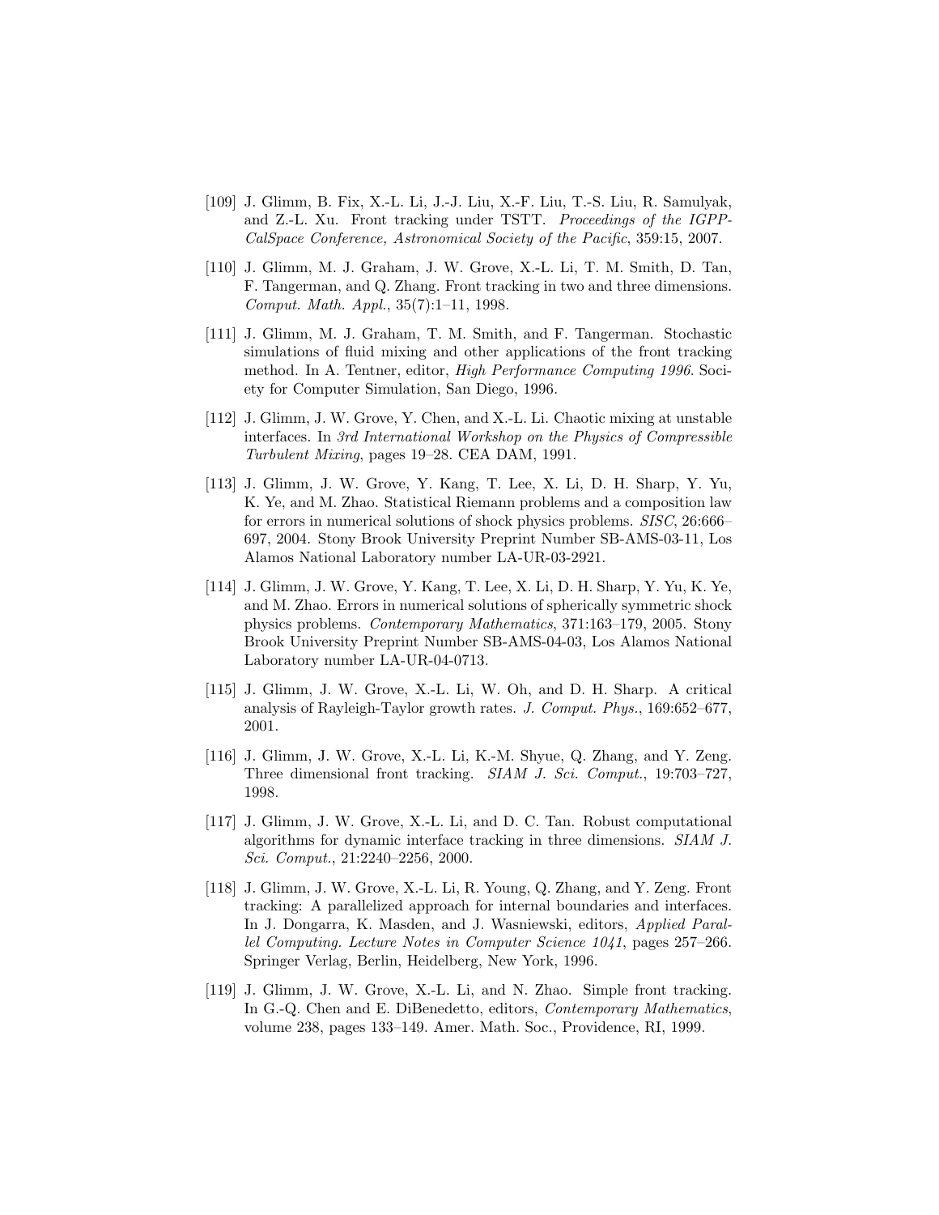[109] J. Glimm, B. Fix, X.-L. Li, J.-J. Liu, X.-F. Liu, T.-S. Liu, R. Samulyak, and Z.-L. Xu. Front tracking under TSTT. *Proceedings of the IGPP-CalSpace Conference, Astronomical Society of the Pacific*, 359:15, 2007.

[110] J. Glimm, M. J. Graham, J. W. Grove, X.-L. Li, T. M. Smith, D. Tan, F. Tangerman, and Q. Zhang. Front tracking in two and three dimensions. *Comput. Math. Appl.*, 35(7):1–11, 1998.

[111] J. Glimm, M. J. Graham, T. M. Smith, and F. Tangerman. Stochastic simulations of fluid mixing and other applications of the front tracking method. In A. Tentner, editor, *High Performance Computing 1996*. Society for Computer Simulation, San Diego, 1996.

[112] J. Glimm, J. W. Grove, Y. Chen, and X.-L. Li. Chaotic mixing at unstable interfaces. In *3rd International Workshop on the Physics of Compressible Turbulent Mixing*, pages 19–28. CEA DAM, 1991.

[113] J. Glimm, J. W. Grove, Y. Kang, T. Lee, X. Li, D. H. Sharp, Y. Yu, K. Ye, and M. Zhao. Statistical Riemann problems and a composition law for errors in numerical solutions of shock physics problems. *SISC*, 26:666–697, 2004. Stony Brook University Preprint Number SB-AMS-03-11, Los Alamos National Laboratory number LA-UR-03-2921.

[114] J. Glimm, J. W. Grove, Y. Kang, T. Lee, X. Li, D. H. Sharp, Y. Yu, K. Ye, and M. Zhao. Errors in numerical solutions of spherically symmetric shock physics problems. *Contemporary Mathematics*, 371:163–179, 2005. Stony Brook University Preprint Number SB-AMS-04-03, Los Alamos National Laboratory number LA-UR-04-0713.

[115] J. Glimm, J. W. Grove, X.-L. Li, W. Oh, and D. H. Sharp. A critical analysis of Rayleigh-Taylor growth rates. *J. Comput. Phys.*, 169:652–677, 2001.

[116] J. Glimm, J. W. Grove, X.-L. Li, K.-M. Shyue, Q. Zhang, and Y. Zeng. Three dimensional front tracking. *SIAM J. Sci. Comput.*, 19:703–727, 1998.

[117] J. Glimm, J. W. Grove, X.-L. Li, and D. C. Tan. Robust computational algorithms for dynamic interface tracking in three dimensions. *SIAM J. Sci. Comput.*, 21:2240–2256, 2000.

[118] J. Glimm, J. W. Grove, X.-L. Li, R. Young, Q. Zhang, and Y. Zeng. Front tracking: A parallelized approach for internal boundaries and interfaces. In J. Dongarra, K. Masden, and J. Wasniewski, editors, *Applied Parallel Computing. Lecture Notes in Computer Science 1041*, pages 257–266. Springer Verlag, Berlin, Heidelberg, New York, 1996.

[119] J. Glimm, J. W. Grove, X.-L. Li, and N. Zhao. Simple front tracking. In G.-Q. Chen and E. DiBenedetto, editors, *Contemporary Mathematics*, volume 238, pages 133–149. Amer. Math. Soc., Providence, RI, 1999.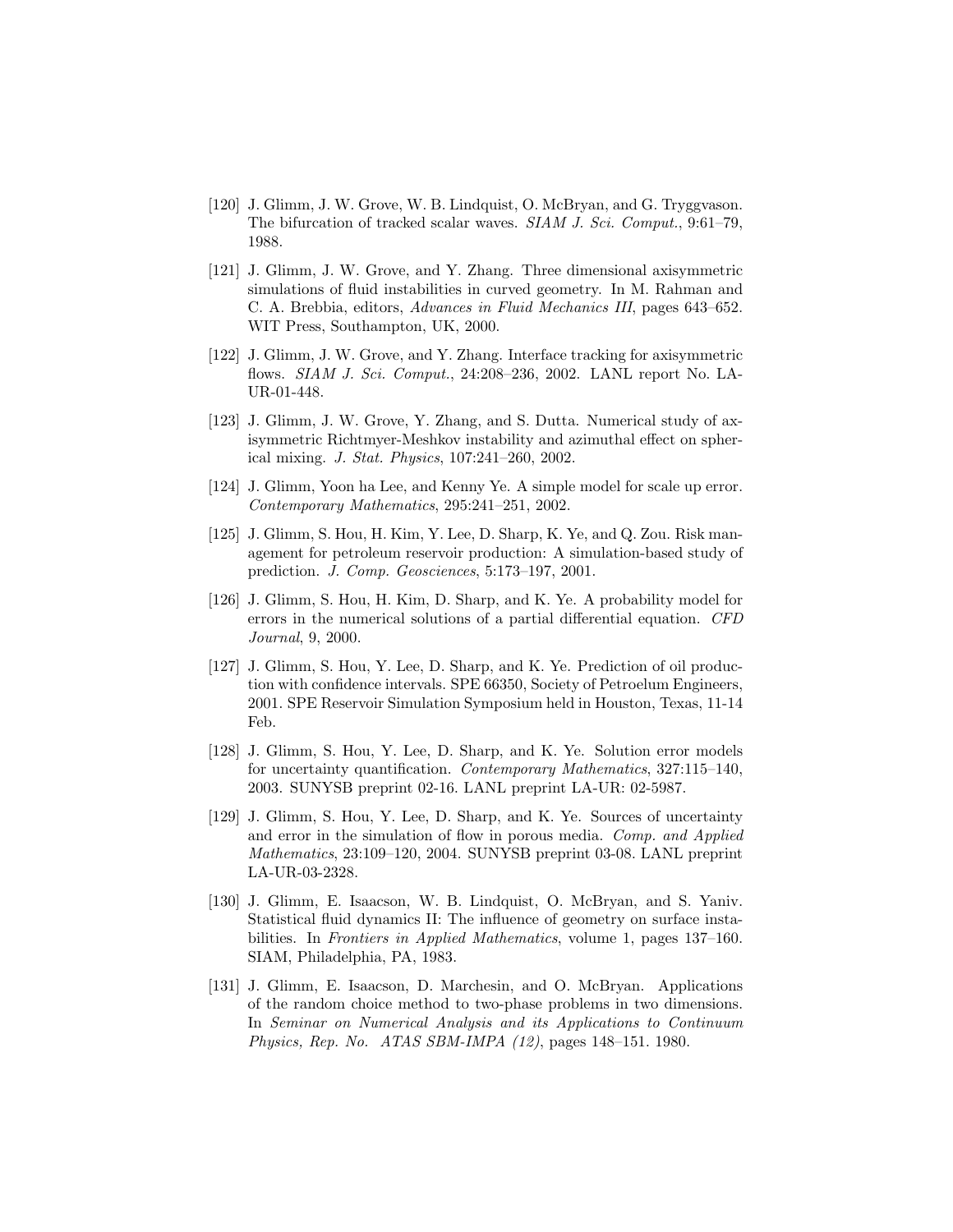[120] J. Glimm, J. W. Grove, W. B. Lindquist, O. McBryan, and G. Tryggvason. The bifurcation of tracked scalar waves. *SIAM J. Sci. Comput.*, 9:61–79, 1988.

[121] J. Glimm, J. W. Grove, and Y. Zhang. Three dimensional axisymmetric simulations of fluid instabilities in curved geometry. In M. Rahman and C. A. Brebbia, editors, *Advances in Fluid Mechanics III*, pages 643–652. WIT Press, Southampton, UK, 2000.

[122] J. Glimm, J. W. Grove, and Y. Zhang. Interface tracking for axisymmetric flows. *SIAM J. Sci. Comput.*, 24:208–236, 2002. LANL report No. LA-UR-01-448.

[123] J. Glimm, J. W. Grove, Y. Zhang, and S. Dutta. Numerical study of axisymmetric Richtmyer-Meshkov instability and azimuthal effect on spherical mixing. *J. Stat. Physics*, 107:241–260, 2002.

[124] J. Glimm, Yoon ha Lee, and Kenny Ye. A simple model for scale up error. *Contemporary Mathematics*, 295:241–251, 2002.

[125] J. Glimm, S. Hou, H. Kim, Y. Lee, D. Sharp, K. Ye, and Q. Zou. Risk management for petroleum reservoir production: A simulation-based study of prediction. *J. Comp. Geosciences*, 5:173–197, 2001.

[126] J. Glimm, S. Hou, H. Kim, D. Sharp, and K. Ye. A probability model for errors in the numerical solutions of a partial differential equation. *CFD Journal*, 9, 2000.

[127] J. Glimm, S. Hou, Y. Lee, D. Sharp, and K. Ye. Prediction of oil production with confidence intervals. SPE 66350, Society of Petroelum Engineers, 2001. SPE Reservoir Simulation Symposium held in Houston, Texas, 11-14 Feb.

[128] J. Glimm, S. Hou, Y. Lee, D. Sharp, and K. Ye. Solution error models for uncertainty quantification. *Contemporary Mathematics*, 327:115–140, 2003. SUNYSB preprint 02-16. LANL preprint LA-UR: 02-5987.

[129] J. Glimm, S. Hou, Y. Lee, D. Sharp, and K. Ye. Sources of uncertainty and error in the simulation of flow in porous media. *Comp. and Applied Mathematics*, 23:109–120, 2004. SUNYSB preprint 03-08. LANL preprint LA-UR-03-2328.

[130] J. Glimm, E. Isaacson, W. B. Lindquist, O. McBryan, and S. Yaniv. Statistical fluid dynamics II: The influence of geometry on surface instabilities. In *Frontiers in Applied Mathematics*, volume 1, pages 137–160. SIAM, Philadelphia, PA, 1983.

[131] J. Glimm, E. Isaacson, D. Marchesin, and O. McBryan. Applications of the random choice method to two-phase problems in two dimensions. In *Seminar on Numerical Analysis and its Applications to Continuum Physics, Rep. No. ATAS SBM-IMPA (12)*, pages 148–151. 1980.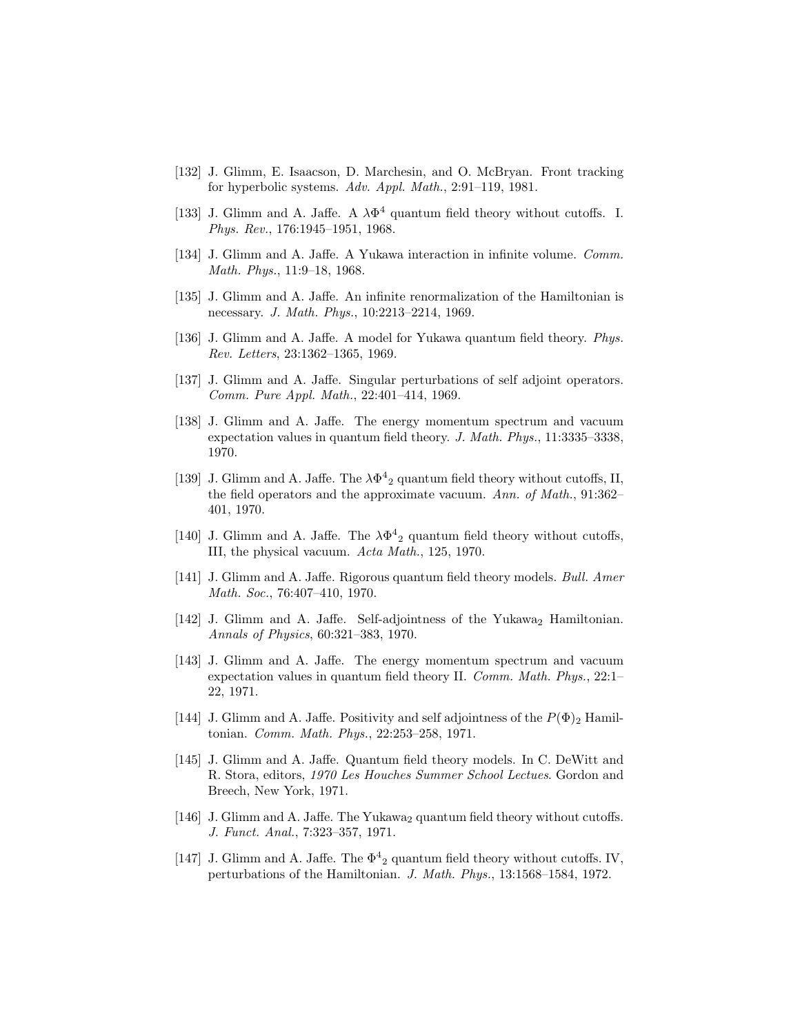[132] J. Glimm, E. Isaacson, D. Marchesin, and O. McBryan. Front tracking for hyperbolic systems. *Adv. Appl. Math.*, 2:91–119, 1981.

[133] J. Glimm and A. Jaffe. A $\lambda\Phi^4$ quantum field theory without cutoffs. I. *Phys. Rev.*, 176:1945–1951, 1968.

[134] J. Glimm and A. Jaffe. A Yukawa interaction in infinite volume. *Comm. Math. Phys.*, 11:9–18, 1968.

[135] J. Glimm and A. Jaffe. An infinite renormalization of the Hamiltonian is necessary. *J. Math. Phys.*, 10:2213–2214, 1969.

[136] J. Glimm and A. Jaffe. A model for Yukawa quantum field theory. *Phys. Rev. Letters*, 23:1362–1365, 1969.

[137] J. Glimm and A. Jaffe. Singular perturbations of self adjoint operators. *Comm. Pure Appl. Math.*, 22:401–414, 1969.

[138] J. Glimm and A. Jaffe. The energy momentum spectrum and vacuum expectation values in quantum field theory. *J. Math. Phys.*, 11:3335–3338, 1970.

[139] J. Glimm and A. Jaffe. The ${\lambda\Phi^4}_2$ quantum field theory without cutoffs, II, the field operators and the approximate vacuum. *Ann. of Math.*, 91:362–401, 1970.

[140] J. Glimm and A. Jaffe. The ${\lambda\Phi^4}_2$ quantum field theory without cutoffs, III, the physical vacuum. *Acta Math.*, 125, 1970.

[141] J. Glimm and A. Jaffe. Rigorous quantum field theory models. *Bull. Amer Math. Soc.*, 76:407–410, 1970.

[142] J. Glimm and A. Jaffe. Self-adjointness of the $\text{Yukawa}_2$ Hamiltonian. *Annals of Physics*, 60:321–383, 1970.

[143] J. Glimm and A. Jaffe. The energy momentum spectrum and vacuum expectation values in quantum field theory II. *Comm. Math. Phys.*, 22:1–22, 1971.

[144] J. Glimm and A. Jaffe. Positivity and self adjointness of the $P(\Phi)_2$ Hamiltonian. *Comm. Math. Phys.*, 22:253–258, 1971.

[145] J. Glimm and A. Jaffe. Quantum field theory models. In C. DeWitt and R. Stora, editors, *1970 Les Houches Summer School Lectues*. Gordon and Breech, New York, 1971.

[146] J. Glimm and A. Jaffe. The $\text{Yukawa}_2$ quantum field theory without cutoffs. *J. Funct. Anal.*, 7:323–357, 1971.

[147] J. Glimm and A. Jaffe. The ${\Phi^4}_2$ quantum field theory without cutoffs. IV, perturbations of the Hamiltonian. *J. Math. Phys.*, 13:1568–1584, 1972.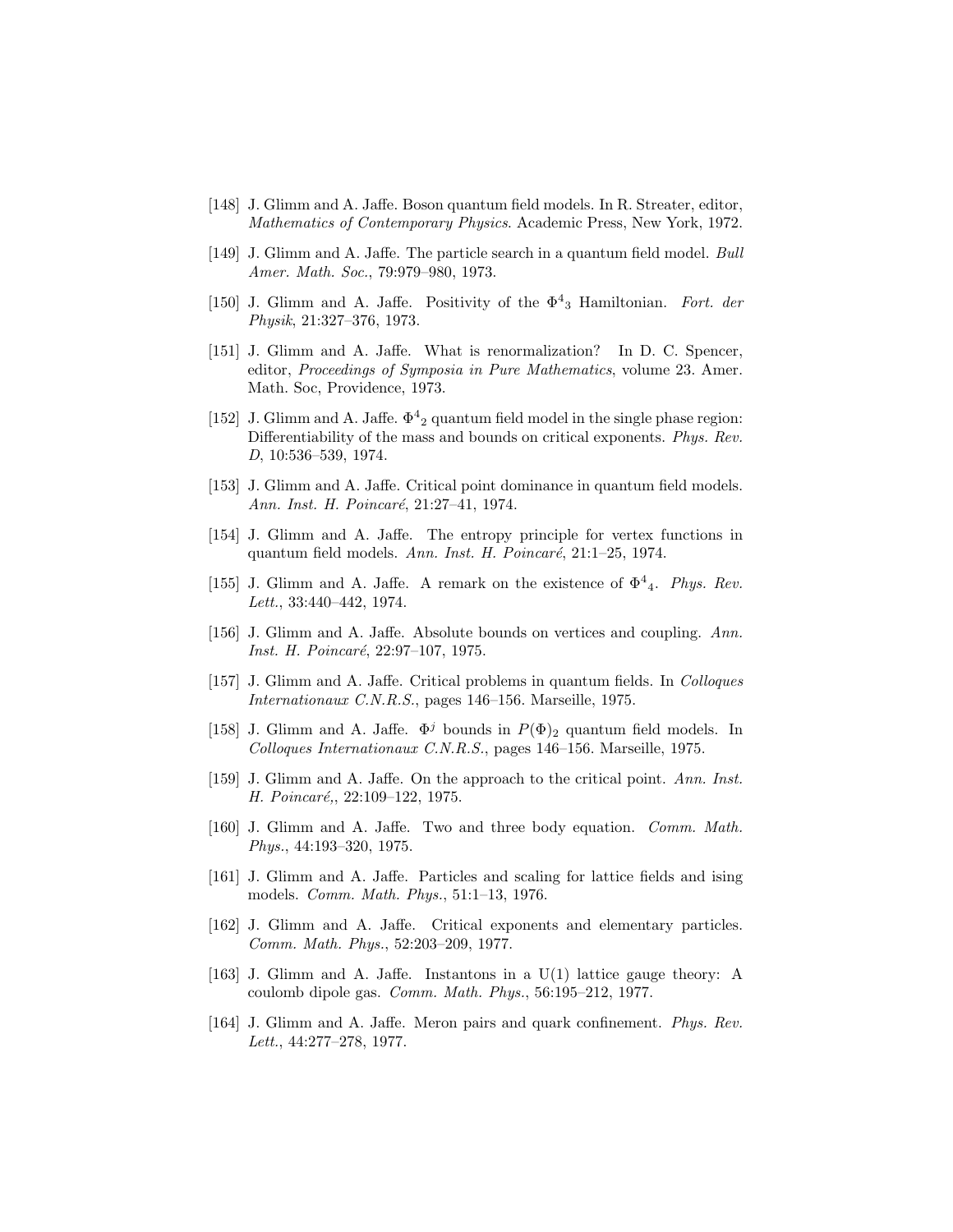[148] J. Glimm and A. Jaffe. Boson quantum field models. In R. Streater, editor, *Mathematics of Contemporary Physics*. Academic Press, New York, 1972.

[149] J. Glimm and A. Jaffe. The particle search in a quantum field model. *Bull Amer. Math. Soc.*, 79:979–980, 1973.

[150] J. Glimm and A. Jaffe. Positivity of the ${\Phi^4}_3$ Hamiltonian. *Fort. der Physik*, 21:327–376, 1973.

[151] J. Glimm and A. Jaffe. What is renormalization? In D. C. Spencer, editor, *Proceedings of Symposia in Pure Mathematics*, volume 23. Amer. Math. Soc, Providence, 1973.

[152] J. Glimm and A. Jaffe. ${\Phi^4}_2$ quantum field model in the single phase region: Differentiability of the mass and bounds on critical exponents. *Phys. Rev. D*, 10:536–539, 1974.

[153] J. Glimm and A. Jaffe. Critical point dominance in quantum field models. *Ann. Inst. H. Poincaré*, 21:27–41, 1974.

[154] J. Glimm and A. Jaffe. The entropy principle for vertex functions in quantum field models. *Ann. Inst. H. Poincaré*, 21:1–25, 1974.

[155] J. Glimm and A. Jaffe. A remark on the existence of ${\Phi^4}_4$. *Phys. Rev. Lett.*, 33:440–442, 1974.

[156] J. Glimm and A. Jaffe. Absolute bounds on vertices and coupling. *Ann. Inst. H. Poincaré*, 22:97–107, 1975.

[157] J. Glimm and A. Jaffe. Critical problems in quantum fields. In *Colloques Internationaux C.N.R.S.*, pages 146–156. Marseille, 1975.

[158] J. Glimm and A. Jaffe. $\Phi^j$ bounds in $P(\Phi)_2$ quantum field models. In *Colloques Internationaux C.N.R.S.*, pages 146–156. Marseille, 1975.

[159] J. Glimm and A. Jaffe. On the approach to the critical point. *Ann. Inst. H. Poincaré,*, 22:109–122, 1975.

[160] J. Glimm and A. Jaffe. Two and three body equation. *Comm. Math. Phys.*, 44:193–320, 1975.

[161] J. Glimm and A. Jaffe. Particles and scaling for lattice fields and ising models. *Comm. Math. Phys.*, 51:1–13, 1976.

[162] J. Glimm and A. Jaffe. Critical exponents and elementary particles. *Comm. Math. Phys.*, 52:203–209, 1977.

[163] J. Glimm and A. Jaffe. Instantons in a U(1) lattice gauge theory: A coulomb dipole gas. *Comm. Math. Phys.*, 56:195–212, 1977.

[164] J. Glimm and A. Jaffe. Meron pairs and quark confinement. *Phys. Rev. Lett.*, 44:277–278, 1977.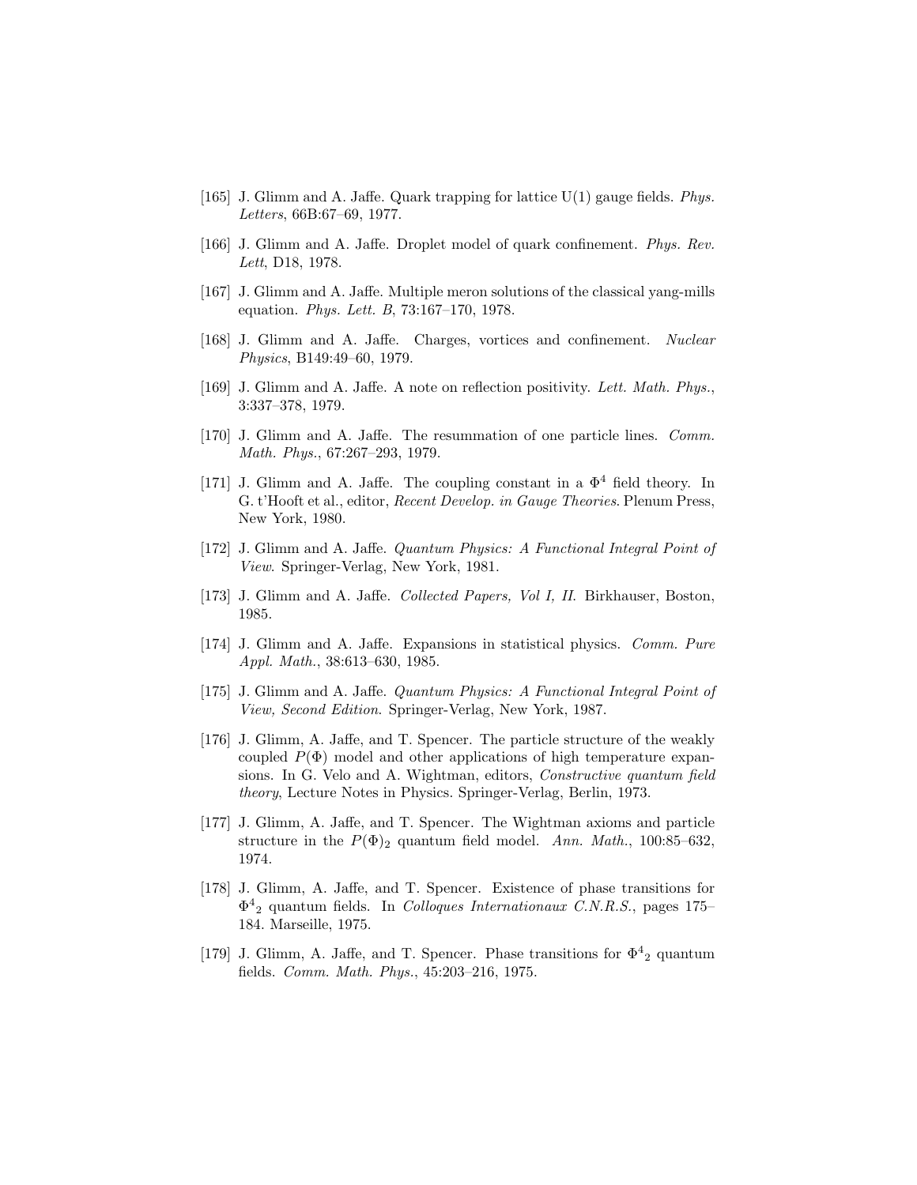[165] J. Glimm and A. Jaffe. Quark trapping for lattice U(1) gauge fields. *Phys. Letters*, 66B:67–69, 1977.

[166] J. Glimm and A. Jaffe. Droplet model of quark confinement. *Phys. Rev. Lett*, D18, 1978.

[167] J. Glimm and A. Jaffe. Multiple meron solutions of the classical yang-mills equation. *Phys. Lett. B*, 73:167–170, 1978.

[168] J. Glimm and A. Jaffe. Charges, vortices and confinement. *Nuclear Physics*, B149:49–60, 1979.

[169] J. Glimm and A. Jaffe. A note on reflection positivity. *Lett. Math. Phys.*, 3:337–378, 1979.

[170] J. Glimm and A. Jaffe. The resummation of one particle lines. *Comm. Math. Phys.*, 67:267–293, 1979.

[171] J. Glimm and A. Jaffe. The coupling constant in a $\Phi^4$ field theory. In G. t'Hooft et al., editor, *Recent Develop. in Gauge Theories*. Plenum Press, New York, 1980.

[172] J. Glimm and A. Jaffe. *Quantum Physics: A Functional Integral Point of View*. Springer-Verlag, New York, 1981.

[173] J. Glimm and A. Jaffe. *Collected Papers, Vol I, II*. Birkhauser, Boston, 1985.

[174] J. Glimm and A. Jaffe. Expansions in statistical physics. *Comm. Pure Appl. Math.*, 38:613–630, 1985.

[175] J. Glimm and A. Jaffe. *Quantum Physics: A Functional Integral Point of View, Second Edition*. Springer-Verlag, New York, 1987.

[176] J. Glimm, A. Jaffe, and T. Spencer. The particle structure of the weakly coupled $P(\Phi)$ model and other applications of high temperature expansions. In G. Velo and A. Wightman, editors, *Constructive quantum field theory*, Lecture Notes in Physics. Springer-Verlag, Berlin, 1973.

[177] J. Glimm, A. Jaffe, and T. Spencer. The Wightman axioms and particle structure in the $P(\Phi)_2$ quantum field model. *Ann. Math.*, 100:85–632, 1974.

[178] J. Glimm, A. Jaffe, and T. Spencer. Existence of phase transitions for ${\Phi^4}_2$ quantum fields. In *Colloques Internationaux C.N.R.S.*, pages 175–184. Marseille, 1975.

[179] J. Glimm, A. Jaffe, and T. Spencer. Phase transitions for ${\Phi^4}_2$ quantum fields. *Comm. Math. Phys.*, 45:203–216, 1975.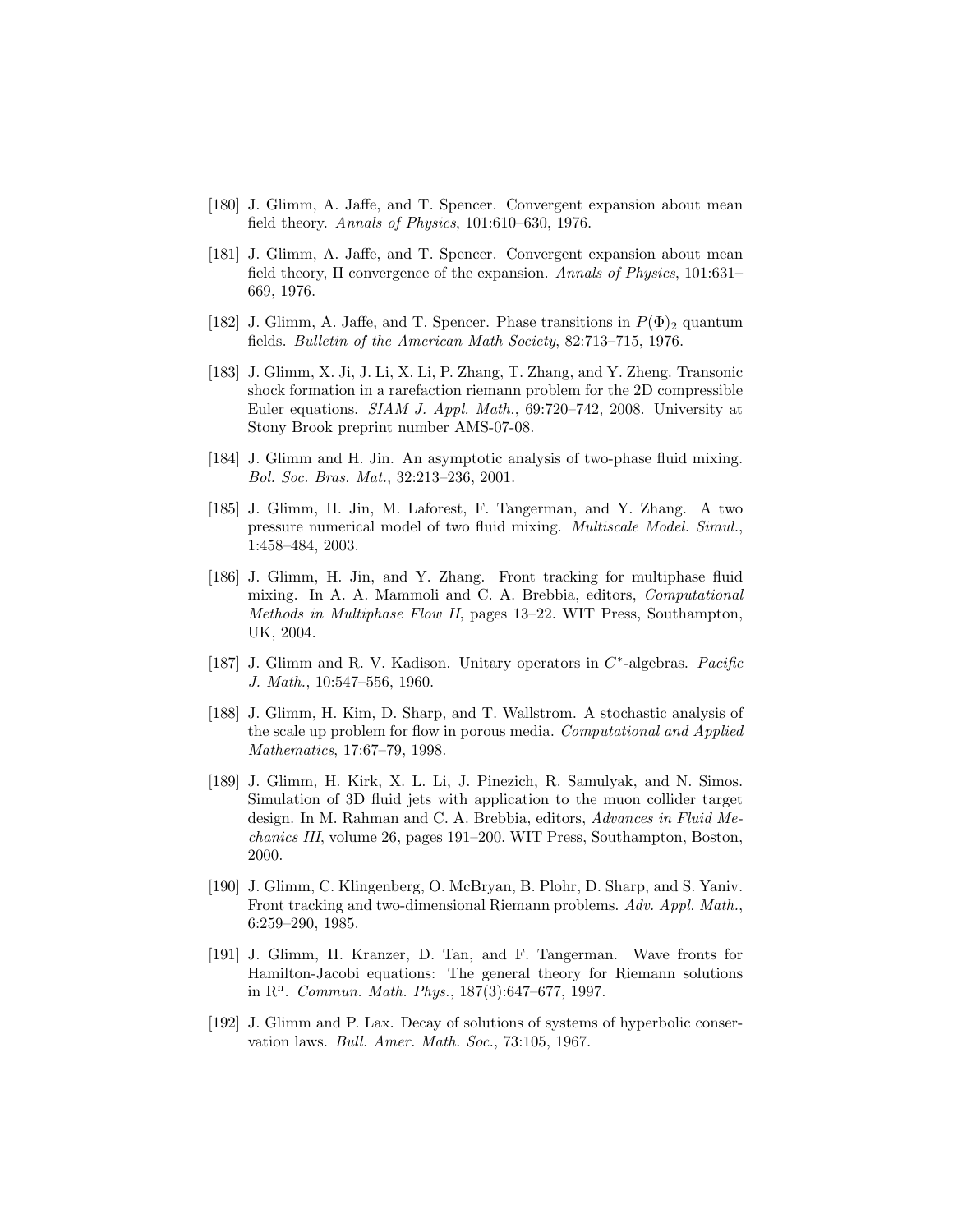[180] J. Glimm, A. Jaffe, and T. Spencer. Convergent expansion about mean field theory. *Annals of Physics*, 101:610–630, 1976.

[181] J. Glimm, A. Jaffe, and T. Spencer. Convergent expansion about mean field theory, II convergence of the expansion. *Annals of Physics*, 101:631–669, 1976.

[182] J. Glimm, A. Jaffe, and T. Spencer. Phase transitions in $P(\Phi)_2$ quantum fields. *Bulletin of the American Math Society*, 82:713–715, 1976.

[183] J. Glimm, X. Ji, J. Li, X. Li, P. Zhang, T. Zhang, and Y. Zheng. Transonic shock formation in a rarefaction riemann problem for the 2D compressible Euler equations. *SIAM J. Appl. Math.*, 69:720–742, 2008. University at Stony Brook preprint number AMS-07-08.

[184] J. Glimm and H. Jin. An asymptotic analysis of two-phase fluid mixing. *Bol. Soc. Bras. Mat.*, 32:213–236, 2001.

[185] J. Glimm, H. Jin, M. Laforest, F. Tangerman, and Y. Zhang. A two pressure numerical model of two fluid mixing. *Multiscale Model. Simul.*, 1:458–484, 2003.

[186] J. Glimm, H. Jin, and Y. Zhang. Front tracking for multiphase fluid mixing. In A. A. Mammoli and C. A. Brebbia, editors, *Computational Methods in Multiphase Flow II*, pages 13–22. WIT Press, Southampton, UK, 2004.

[187] J. Glimm and R. V. Kadison. Unitary operators in $C^*$-algebras. *Pacific J. Math.*, 10:547–556, 1960.

[188] J. Glimm, H. Kim, D. Sharp, and T. Wallstrom. A stochastic analysis of the scale up problem for flow in porous media. *Computational and Applied Mathematics*, 17:67–79, 1998.

[189] J. Glimm, H. Kirk, X. L. Li, J. Pinezich, R. Samulyak, and N. Simos. Simulation of 3D fluid jets with application to the muon collider target design. In M. Rahman and C. A. Brebbia, editors, *Advances in Fluid Mechanics III*, volume 26, pages 191–200. WIT Press, Southampton, Boston, 2000.

[190] J. Glimm, C. Klingenberg, O. McBryan, B. Plohr, D. Sharp, and S. Yaniv. Front tracking and two-dimensional Riemann problems. *Adv. Appl. Math.*, 6:259–290, 1985.

[191] J. Glimm, H. Kranzer, D. Tan, and F. Tangerman. Wave fronts for Hamilton-Jacobi equations: The general theory for Riemann solutions in $\mathrm{R}^{\mathrm{n}}$. *Commun. Math. Phys.*, 187(3):647–677, 1997.

[192] J. Glimm and P. Lax. Decay of solutions of systems of hyperbolic conservation laws. *Bull. Amer. Math. Soc.*, 73:105, 1967.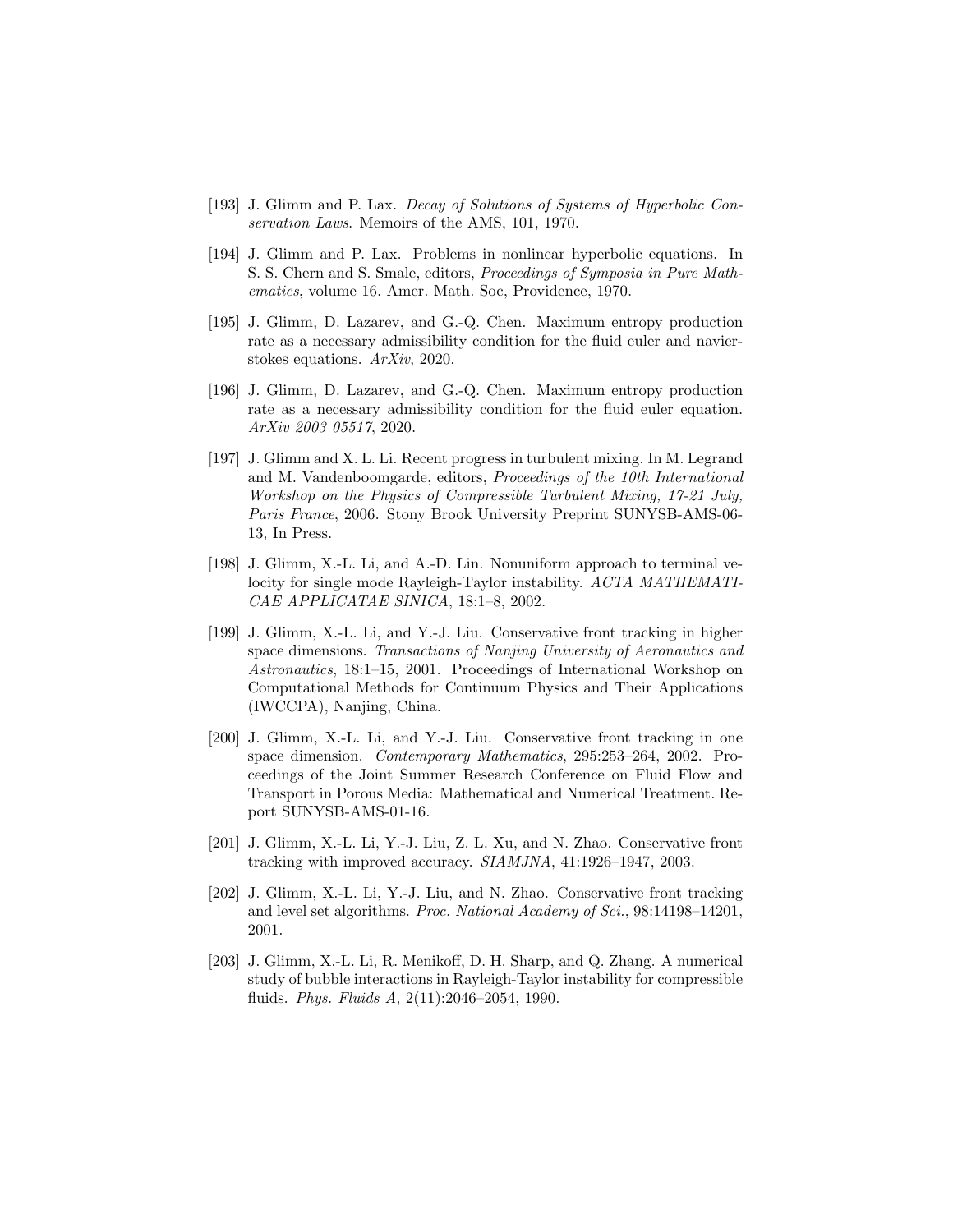[193] J. Glimm and P. Lax. *Decay of Solutions of Systems of Hyperbolic Conservation Laws*. Memoirs of the AMS, 101, 1970.

[194] J. Glimm and P. Lax. Problems in nonlinear hyperbolic equations. In S. S. Chern and S. Smale, editors, *Proceedings of Symposia in Pure Mathematics*, volume 16. Amer. Math. Soc, Providence, 1970.

[195] J. Glimm, D. Lazarev, and G.-Q. Chen. Maximum entropy production rate as a necessary admissibility condition for the fluid euler and navier-stokes equations. *ArXiv*, 2020.

[196] J. Glimm, D. Lazarev, and G.-Q. Chen. Maximum entropy production rate as a necessary admissibility condition for the fluid euler equation. *ArXiv 2003 05517*, 2020.

[197] J. Glimm and X. L. Li. Recent progress in turbulent mixing. In M. Legrand and M. Vandenboomgarde, editors, *Proceedings of the 10th International Workshop on the Physics of Compressible Turbulent Mixing, 17-21 July, Paris France*, 2006. Stony Brook University Preprint SUNYSB-AMS-06-13, In Press.

[198] J. Glimm, X.-L. Li, and A.-D. Lin. Nonuniform approach to terminal velocity for single mode Rayleigh-Taylor instability. *ACTA MATHEMATICAE APPLICATAE SINICA*, 18:1–8, 2002.

[199] J. Glimm, X.-L. Li, and Y.-J. Liu. Conservative front tracking in higher space dimensions. *Transactions of Nanjing University of Aeronautics and Astronautics*, 18:1–15, 2001. Proceedings of International Workshop on Computational Methods for Continuum Physics and Their Applications (IWCCPA), Nanjing, China.

[200] J. Glimm, X.-L. Li, and Y.-J. Liu. Conservative front tracking in one space dimension. *Contemporary Mathematics*, 295:253–264, 2002. Proceedings of the Joint Summer Research Conference on Fluid Flow and Transport in Porous Media: Mathematical and Numerical Treatment. Report SUNYSB-AMS-01-16.

[201] J. Glimm, X.-L. Li, Y.-J. Liu, Z. L. Xu, and N. Zhao. Conservative front tracking with improved accuracy. *SIAMJNA*, 41:1926–1947, 2003.

[202] J. Glimm, X.-L. Li, Y.-J. Liu, and N. Zhao. Conservative front tracking and level set algorithms. *Proc. National Academy of Sci.*, 98:14198–14201, 2001.

[203] J. Glimm, X.-L. Li, R. Menikoff, D. H. Sharp, and Q. Zhang. A numerical study of bubble interactions in Rayleigh-Taylor instability for compressible fluids. *Phys. Fluids A*, 2(11):2046–2054, 1990.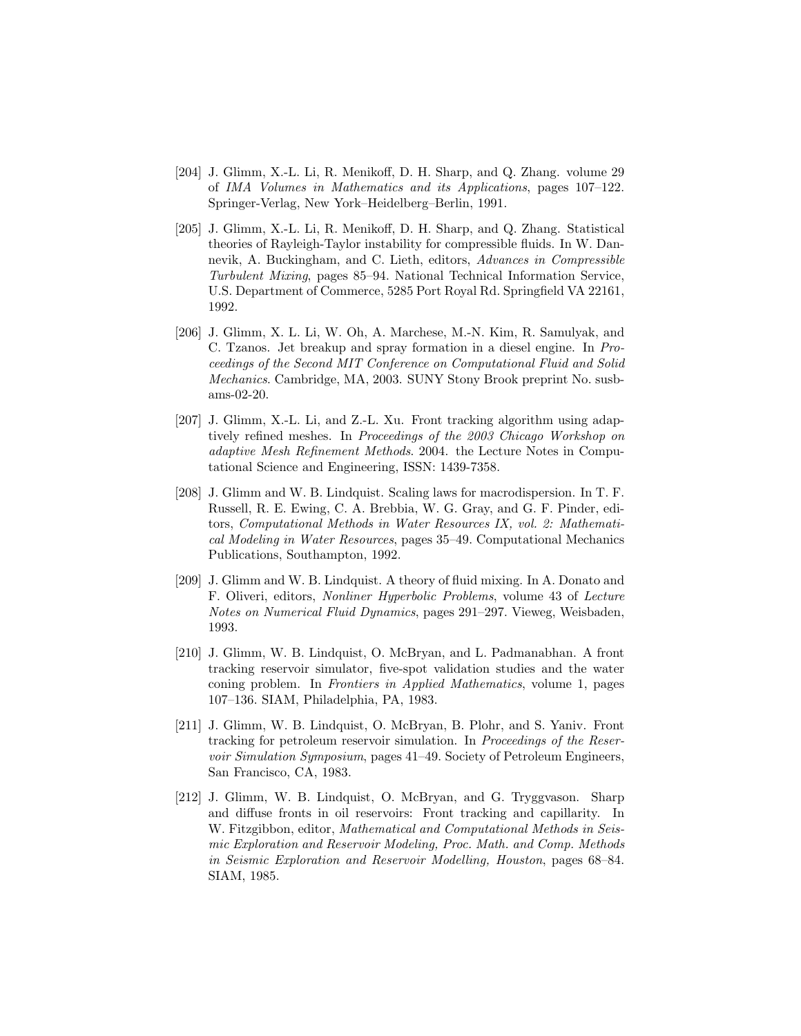[204] J. Glimm, X.-L. Li, R. Menikoff, D. H. Sharp, and Q. Zhang. volume 29 of *IMA Volumes in Mathematics and its Applications*, pages 107–122. Springer-Verlag, New York–Heidelberg–Berlin, 1991.

[205] J. Glimm, X.-L. Li, R. Menikoff, D. H. Sharp, and Q. Zhang. Statistical theories of Rayleigh-Taylor instability for compressible fluids. In W. Dannevik, A. Buckingham, and C. Lieth, editors, *Advances in Compressible Turbulent Mixing*, pages 85–94. National Technical Information Service, U.S. Department of Commerce, 5285 Port Royal Rd. Springfield VA 22161, 1992.

[206] J. Glimm, X. L. Li, W. Oh, A. Marchese, M.-N. Kim, R. Samulyak, and C. Tzanos. Jet breakup and spray formation in a diesel engine. In *Proceedings of the Second MIT Conference on Computational Fluid and Solid Mechanics*. Cambridge, MA, 2003. SUNY Stony Brook preprint No. susb-ams-02-20.

[207] J. Glimm, X.-L. Li, and Z.-L. Xu. Front tracking algorithm using adaptively refined meshes. In *Proceedings of the 2003 Chicago Workshop on adaptive Mesh Refinement Methods*. 2004. the Lecture Notes in Computational Science and Engineering, ISSN: 1439-7358.

[208] J. Glimm and W. B. Lindquist. Scaling laws for macrodispersion. In T. F. Russell, R. E. Ewing, C. A. Brebbia, W. G. Gray, and G. F. Pinder, editors, *Computational Methods in Water Resources IX, vol. 2: Mathematical Modeling in Water Resources*, pages 35–49. Computational Mechanics Publications, Southampton, 1992.

[209] J. Glimm and W. B. Lindquist. A theory of fluid mixing. In A. Donato and F. Oliveri, editors, *Nonliner Hyperbolic Problems*, volume 43 of *Lecture Notes on Numerical Fluid Dynamics*, pages 291–297. Vieweg, Weisbaden, 1993.

[210] J. Glimm, W. B. Lindquist, O. McBryan, and L. Padmanabhan. A front tracking reservoir simulator, five-spot validation studies and the water coning problem. In *Frontiers in Applied Mathematics*, volume 1, pages 107–136. SIAM, Philadelphia, PA, 1983.

[211] J. Glimm, W. B. Lindquist, O. McBryan, B. Plohr, and S. Yaniv. Front tracking for petroleum reservoir simulation. In *Proceedings of the Reservoir Simulation Symposium*, pages 41–49. Society of Petroleum Engineers, San Francisco, CA, 1983.

[212] J. Glimm, W. B. Lindquist, O. McBryan, and G. Tryggvason. Sharp and diffuse fronts in oil reservoirs: Front tracking and capillarity. In W. Fitzgibbon, editor, *Mathematical and Computational Methods in Seismic Exploration and Reservoir Modeling, Proc. Math. and Comp. Methods in Seismic Exploration and Reservoir Modelling, Houston*, pages 68–84. SIAM, 1985.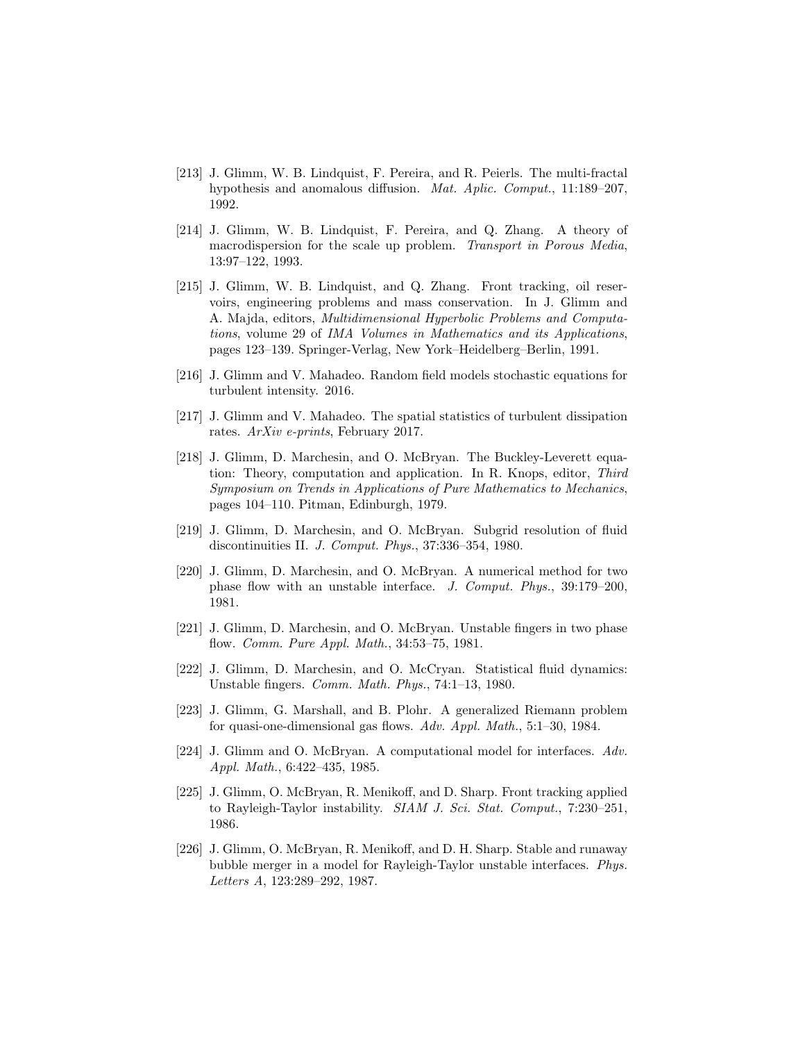[213] J. Glimm, W. B. Lindquist, F. Pereira, and R. Peierls. The multi-fractal hypothesis and anomalous diffusion. *Mat. Aplic. Comput.*, 11:189–207, 1992.

[214] J. Glimm, W. B. Lindquist, F. Pereira, and Q. Zhang. A theory of macrodispersion for the scale up problem. *Transport in Porous Media*, 13:97–122, 1993.

[215] J. Glimm, W. B. Lindquist, and Q. Zhang. Front tracking, oil reservoirs, engineering problems and mass conservation. In J. Glimm and A. Majda, editors, *Multidimensional Hyperbolic Problems and Computations*, volume 29 of *IMA Volumes in Mathematics and its Applications*, pages 123–139. Springer-Verlag, New York–Heidelberg–Berlin, 1991.

[216] J. Glimm and V. Mahadeo. Random field models stochastic equations for turbulent intensity. 2016.

[217] J. Glimm and V. Mahadeo. The spatial statistics of turbulent dissipation rates. *ArXiv e-prints*, February 2017.

[218] J. Glimm, D. Marchesin, and O. McBryan. The Buckley-Leverett equation: Theory, computation and application. In R. Knops, editor, *Third Symposium on Trends in Applications of Pure Mathematics to Mechanics*, pages 104–110. Pitman, Edinburgh, 1979.

[219] J. Glimm, D. Marchesin, and O. McBryan. Subgrid resolution of fluid discontinuities II. *J. Comput. Phys.*, 37:336–354, 1980.

[220] J. Glimm, D. Marchesin, and O. McBryan. A numerical method for two phase flow with an unstable interface. *J. Comput. Phys.*, 39:179–200, 1981.

[221] J. Glimm, D. Marchesin, and O. McBryan. Unstable fingers in two phase flow. *Comm. Pure Appl. Math.*, 34:53–75, 1981.

[222] J. Glimm, D. Marchesin, and O. McCryan. Statistical fluid dynamics: Unstable fingers. *Comm. Math. Phys.*, 74:1–13, 1980.

[223] J. Glimm, G. Marshall, and B. Plohr. A generalized Riemann problem for quasi-one-dimensional gas flows. *Adv. Appl. Math.*, 5:1–30, 1984.

[224] J. Glimm and O. McBryan. A computational model for interfaces. *Adv. Appl. Math.*, 6:422–435, 1985.

[225] J. Glimm, O. McBryan, R. Menikoff, and D. Sharp. Front tracking applied to Rayleigh-Taylor instability. *SIAM J. Sci. Stat. Comput.*, 7:230–251, 1986.

[226] J. Glimm, O. McBryan, R. Menikoff, and D. H. Sharp. Stable and runaway bubble merger in a model for Rayleigh-Taylor unstable interfaces. *Phys. Letters A*, 123:289–292, 1987.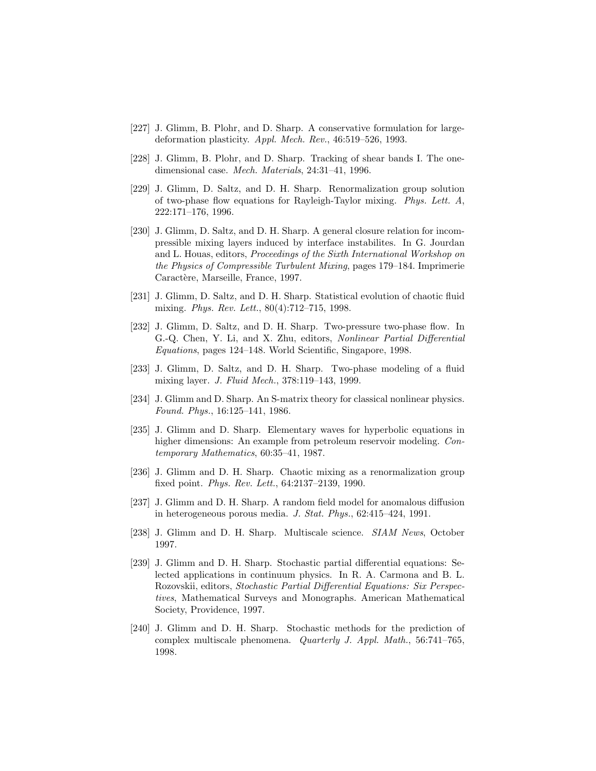[227] J. Glimm, B. Plohr, and D. Sharp. A conservative formulation for large-deformation plasticity. *Appl. Mech. Rev.*, 46:519–526, 1993.

[228] J. Glimm, B. Plohr, and D. Sharp. Tracking of shear bands I. The one-dimensional case. *Mech. Materials*, 24:31–41, 1996.

[229] J. Glimm, D. Saltz, and D. H. Sharp. Renormalization group solution of two-phase flow equations for Rayleigh-Taylor mixing. *Phys. Lett. A*, 222:171–176, 1996.

[230] J. Glimm, D. Saltz, and D. H. Sharp. A general closure relation for incompressible mixing layers induced by interface instabilites. In G. Jourdan and L. Houas, editors, *Proceedings of the Sixth International Workshop on the Physics of Compressible Turbulent Mixing*, pages 179–184. Imprimerie Caractère, Marseille, France, 1997.

[231] J. Glimm, D. Saltz, and D. H. Sharp. Statistical evolution of chaotic fluid mixing. *Phys. Rev. Lett.*, 80(4):712–715, 1998.

[232] J. Glimm, D. Saltz, and D. H. Sharp. Two-pressure two-phase flow. In G.-Q. Chen, Y. Li, and X. Zhu, editors, *Nonlinear Partial Differential Equations*, pages 124–148. World Scientific, Singapore, 1998.

[233] J. Glimm, D. Saltz, and D. H. Sharp. Two-phase modeling of a fluid mixing layer. *J. Fluid Mech.*, 378:119–143, 1999.

[234] J. Glimm and D. Sharp. An S-matrix theory for classical nonlinear physics. *Found. Phys.*, 16:125–141, 1986.

[235] J. Glimm and D. Sharp. Elementary waves for hyperbolic equations in higher dimensions: An example from petroleum reservoir modeling. *Contemporary Mathematics*, 60:35–41, 1987.

[236] J. Glimm and D. H. Sharp. Chaotic mixing as a renormalization group fixed point. *Phys. Rev. Lett.*, 64:2137–2139, 1990.

[237] J. Glimm and D. H. Sharp. A random field model for anomalous diffusion in heterogeneous porous media. *J. Stat. Phys.*, 62:415–424, 1991.

[238] J. Glimm and D. H. Sharp. Multiscale science. *SIAM News*, October 1997.

[239] J. Glimm and D. H. Sharp. Stochastic partial differential equations: Selected applications in continuum physics. In R. A. Carmona and B. L. Rozovskii, editors, *Stochastic Partial Differential Equations: Six Perspectives*, Mathematical Surveys and Monographs. American Mathematical Society, Providence, 1997.

[240] J. Glimm and D. H. Sharp. Stochastic methods for the prediction of complex multiscale phenomena. *Quarterly J. Appl. Math.*, 56:741–765, 1998.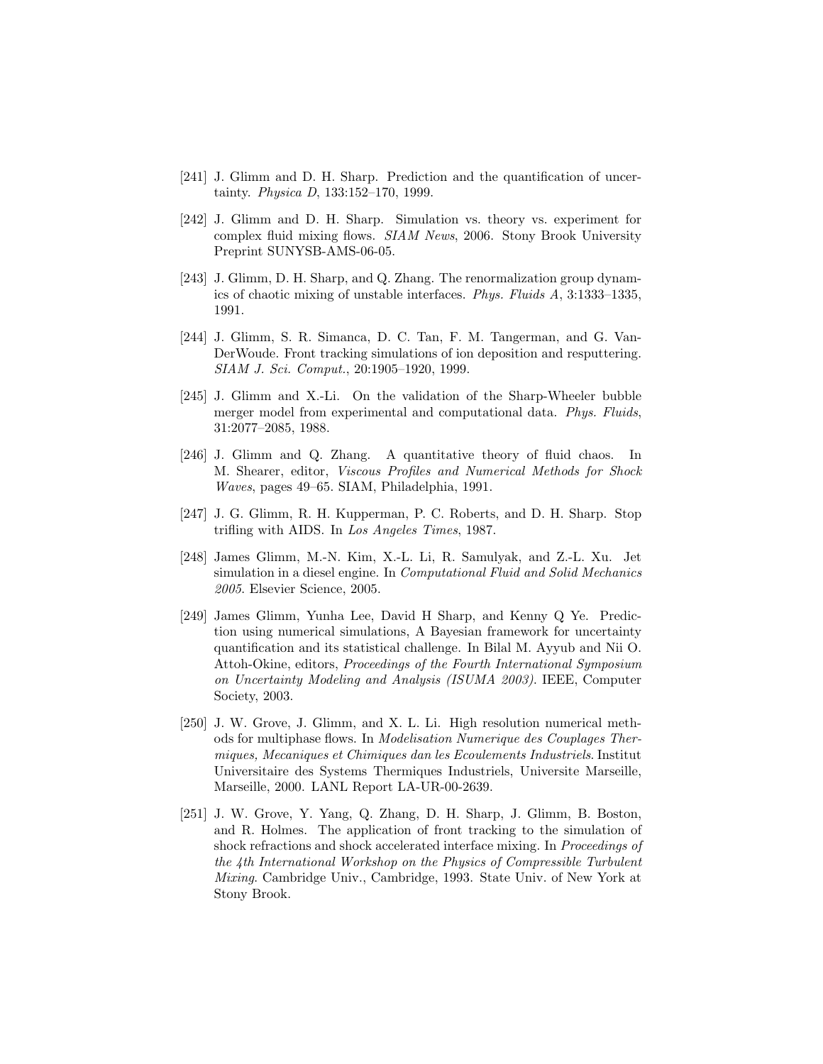[241] J. Glimm and D. H. Sharp. Prediction and the quantification of uncertainty. *Physica D*, 133:152–170, 1999.

[242] J. Glimm and D. H. Sharp. Simulation vs. theory vs. experiment for complex fluid mixing flows. *SIAM News*, 2006. Stony Brook University Preprint SUNYSB-AMS-06-05.

[243] J. Glimm, D. H. Sharp, and Q. Zhang. The renormalization group dynamics of chaotic mixing of unstable interfaces. *Phys. Fluids A*, 3:1333–1335, 1991.

[244] J. Glimm, S. R. Simanca, D. C. Tan, F. M. Tangerman, and G. VanDerWoude. Front tracking simulations of ion deposition and resputtering. *SIAM J. Sci. Comput.*, 20:1905–1920, 1999.

[245] J. Glimm and X.-Li. On the validation of the Sharp-Wheeler bubble merger model from experimental and computational data. *Phys. Fluids*, 31:2077–2085, 1988.

[246] J. Glimm and Q. Zhang. A quantitative theory of fluid chaos. In M. Shearer, editor, *Viscous Profiles and Numerical Methods for Shock Waves*, pages 49–65. SIAM, Philadelphia, 1991.

[247] J. G. Glimm, R. H. Kupperman, P. C. Roberts, and D. H. Sharp. Stop trifling with AIDS. In *Los Angeles Times*, 1987.

[248] James Glimm, M.-N. Kim, X.-L. Li, R. Samulyak, and Z.-L. Xu. Jet simulation in a diesel engine. In *Computational Fluid and Solid Mechanics 2005*. Elsevier Science, 2005.

[249] James Glimm, Yunha Lee, David H Sharp, and Kenny Q Ye. Prediction using numerical simulations, A Bayesian framework for uncertainty quantification and its statistical challenge. In Bilal M. Ayyub and Nii O. Attoh-Okine, editors, *Proceedings of the Fourth International Symposium on Uncertainty Modeling and Analysis (ISUMA 2003)*. IEEE, Computer Society, 2003.

[250] J. W. Grove, J. Glimm, and X. L. Li. High resolution numerical methods for multiphase flows. In *Modelisation Numerique des Couplages Thermiques, Mecaniques et Chimiques dan les Ecoulements Industriels*. Institut Universitaire des Systems Thermiques Industriels, Universite Marseille, Marseille, 2000. LANL Report LA-UR-00-2639.

[251] J. W. Grove, Y. Yang, Q. Zhang, D. H. Sharp, J. Glimm, B. Boston, and R. Holmes. The application of front tracking to the simulation of shock refractions and shock accelerated interface mixing. In *Proceedings of the 4th International Workshop on the Physics of Compressible Turbulent Mixing*. Cambridge Univ., Cambridge, 1993. State Univ. of New York at Stony Brook.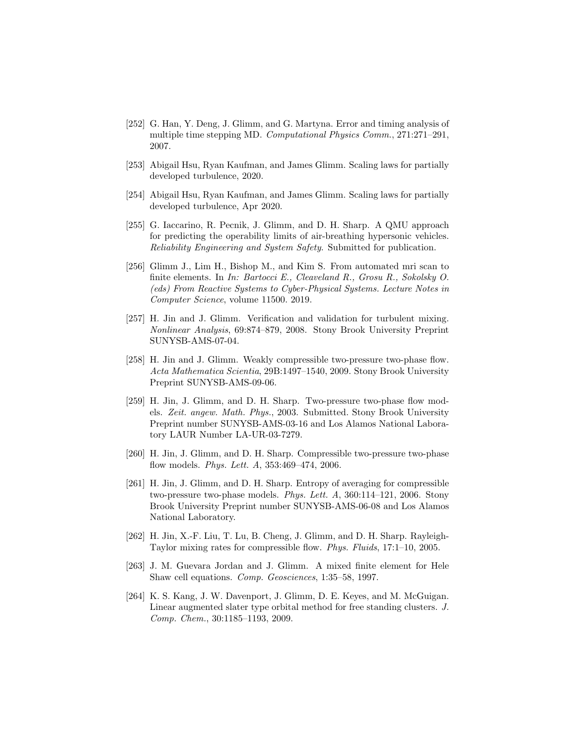[252] G. Han, Y. Deng, J. Glimm, and G. Martyna. Error and timing analysis of multiple time stepping MD. *Computational Physics Comm.*, 271:271–291, 2007.

[253] Abigail Hsu, Ryan Kaufman, and James Glimm. Scaling laws for partially developed turbulence, 2020.

[254] Abigail Hsu, Ryan Kaufman, and James Glimm. Scaling laws for partially developed turbulence, Apr 2020.

[255] G. Iaccarino, R. Pecnik, J. Glimm, and D. H. Sharp. A QMU approach for predicting the operability limits of air-breathing hypersonic vehicles. *Reliability Engineering and System Safety*. Submitted for publication.

[256] Glimm J., Lim H., Bishop M., and Kim S. From automated mri scan to finite elements. In *In: Bartocci E., Cleaveland R., Grosu R., Sokolsky O. (eds) From Reactive Systems to Cyber-Physical Systems. Lecture Notes in Computer Science*, volume 11500. 2019.

[257] H. Jin and J. Glimm. Verification and validation for turbulent mixing. *Nonlinear Analysis*, 69:874–879, 2008. Stony Brook University Preprint SUNYSB-AMS-07-04.

[258] H. Jin and J. Glimm. Weakly compressible two-pressure two-phase flow. *Acta Mathematica Scientia*, 29B:1497–1540, 2009. Stony Brook University Preprint SUNYSB-AMS-09-06.

[259] H. Jin, J. Glimm, and D. H. Sharp. Two-pressure two-phase flow models. *Zeit. angew. Math. Phys.*, 2003. Submitted. Stony Brook University Preprint number SUNYSB-AMS-03-16 and Los Alamos National Laboratory LAUR Number LA-UR-03-7279.

[260] H. Jin, J. Glimm, and D. H. Sharp. Compressible two-pressure two-phase flow models. *Phys. Lett. A*, 353:469–474, 2006.

[261] H. Jin, J. Glimm, and D. H. Sharp. Entropy of averaging for compressible two-pressure two-phase models. *Phys. Lett. A*, 360:114–121, 2006. Stony Brook University Preprint number SUNYSB-AMS-06-08 and Los Alamos National Laboratory.

[262] H. Jin, X.-F. Liu, T. Lu, B. Cheng, J. Glimm, and D. H. Sharp. Rayleigh-Taylor mixing rates for compressible flow. *Phys. Fluids*, 17:1–10, 2005.

[263] J. M. Guevara Jordan and J. Glimm. A mixed finite element for Hele Shaw cell equations. *Comp. Geosciences*, 1:35–58, 1997.

[264] K. S. Kang, J. W. Davenport, J. Glimm, D. E. Keyes, and M. McGuigan. Linear augmented slater type orbital method for free standing clusters. *J. Comp. Chem.*, 30:1185–1193, 2009.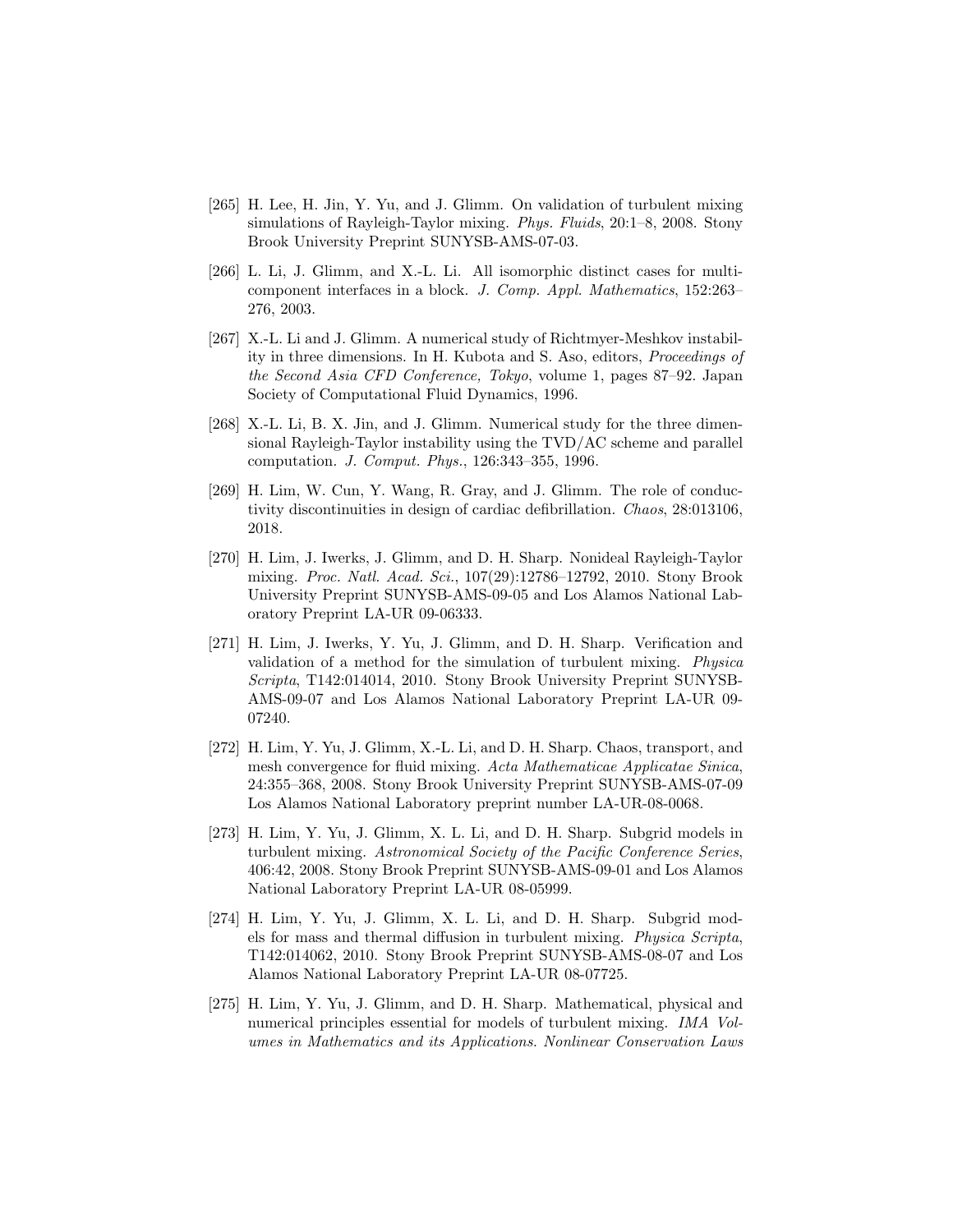[265] H. Lee, H. Jin, Y. Yu, and J. Glimm. On validation of turbulent mixing simulations of Rayleigh-Taylor mixing. *Phys. Fluids*, 20:1–8, 2008. Stony Brook University Preprint SUNYSB-AMS-07-03.

[266] L. Li, J. Glimm, and X.-L. Li. All isomorphic distinct cases for multi-component interfaces in a block. *J. Comp. Appl. Mathematics*, 152:263–276, 2003.

[267] X.-L. Li and J. Glimm. A numerical study of Richtmyer-Meshkov instability in three dimensions. In H. Kubota and S. Aso, editors, *Proceedings of the Second Asia CFD Conference, Tokyo*, volume 1, pages 87–92. Japan Society of Computational Fluid Dynamics, 1996.

[268] X.-L. Li, B. X. Jin, and J. Glimm. Numerical study for the three dimensional Rayleigh-Taylor instability using the TVD/AC scheme and parallel computation. *J. Comput. Phys.*, 126:343–355, 1996.

[269] H. Lim, W. Cun, Y. Wang, R. Gray, and J. Glimm. The role of conductivity discontinuities in design of cardiac defibrillation. *Chaos*, 28:013106, 2018.

[270] H. Lim, J. Iwerks, J. Glimm, and D. H. Sharp. Nonideal Rayleigh-Taylor mixing. *Proc. Natl. Acad. Sci.*, 107(29):12786–12792, 2010. Stony Brook University Preprint SUNYSB-AMS-09-05 and Los Alamos National Laboratory Preprint LA-UR 09-06333.

[271] H. Lim, J. Iwerks, Y. Yu, J. Glimm, and D. H. Sharp. Verification and validation of a method for the simulation of turbulent mixing. *Physica Scripta*, T142:014014, 2010. Stony Brook University Preprint SUNYSB-AMS-09-07 and Los Alamos National Laboratory Preprint LA-UR 09-07240.

[272] H. Lim, Y. Yu, J. Glimm, X.-L. Li, and D. H. Sharp. Chaos, transport, and mesh convergence for fluid mixing. *Acta Mathematicae Applicatae Sinica*, 24:355–368, 2008. Stony Brook University Preprint SUNYSB-AMS-07-09 Los Alamos National Laboratory preprint number LA-UR-08-0068.

[273] H. Lim, Y. Yu, J. Glimm, X. L. Li, and D. H. Sharp. Subgrid models in turbulent mixing. *Astronomical Society of the Pacific Conference Series*, 406:42, 2008. Stony Brook Preprint SUNYSB-AMS-09-01 and Los Alamos National Laboratory Preprint LA-UR 08-05999.

[274] H. Lim, Y. Yu, J. Glimm, X. L. Li, and D. H. Sharp. Subgrid models for mass and thermal diffusion in turbulent mixing. *Physica Scripta*, T142:014062, 2010. Stony Brook Preprint SUNYSB-AMS-08-07 and Los Alamos National Laboratory Preprint LA-UR 08-07725.

[275] H. Lim, Y. Yu, J. Glimm, and D. H. Sharp. Mathematical, physical and numerical principles essential for models of turbulent mixing. *IMA Volumes in Mathematics and its Applications. Nonlinear Conservation Laws*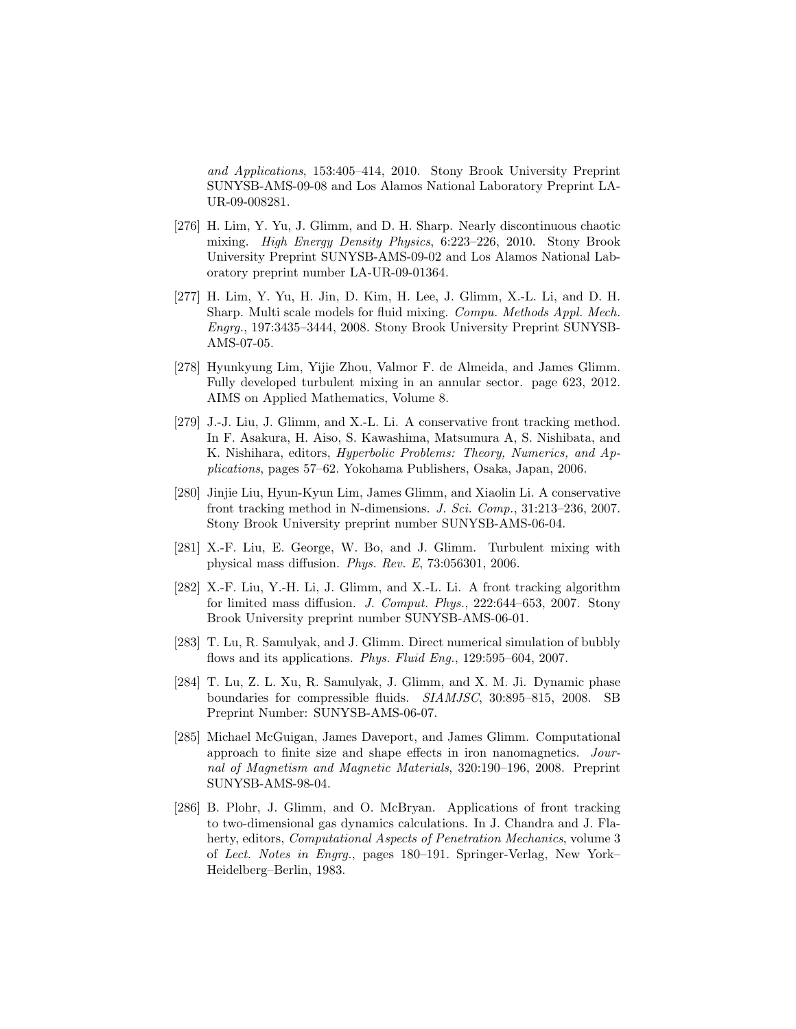*and Applications*, 153:405–414, 2010. Stony Brook University Preprint SUNYSB-AMS-09-08 and Los Alamos National Laboratory Preprint LA-UR-09-008281.

[276] H. Lim, Y. Yu, J. Glimm, and D. H. Sharp. Nearly discontinuous chaotic mixing. *High Energy Density Physics*, 6:223–226, 2010. Stony Brook University Preprint SUNYSB-AMS-09-02 and Los Alamos National Laboratory preprint number LA-UR-09-01364.

[277] H. Lim, Y. Yu, H. Jin, D. Kim, H. Lee, J. Glimm, X.-L. Li, and D. H. Sharp. Multi scale models for fluid mixing. *Compu. Methods Appl. Mech. Engrg.*, 197:3435–3444, 2008. Stony Brook University Preprint SUNYSB-AMS-07-05.

[278] Hyunkyung Lim, Yijie Zhou, Valmor F. de Almeida, and James Glimm. Fully developed turbulent mixing in an annular sector. page 623, 2012. AIMS on Applied Mathematics, Volume 8.

[279] J.-J. Liu, J. Glimm, and X.-L. Li. A conservative front tracking method. In F. Asakura, H. Aiso, S. Kawashima, Matsumura A, S. Nishibata, and K. Nishihara, editors, *Hyperbolic Problems: Theory, Numerics, and Applications*, pages 57–62. Yokohama Publishers, Osaka, Japan, 2006.

[280] Jinjie Liu, Hyun-Kyun Lim, James Glimm, and Xiaolin Li. A conservative front tracking method in N-dimensions. *J. Sci. Comp.*, 31:213–236, 2007. Stony Brook University preprint number SUNYSB-AMS-06-04.

[281] X.-F. Liu, E. George, W. Bo, and J. Glimm. Turbulent mixing with physical mass diffusion. *Phys. Rev. E*, 73:056301, 2006.

[282] X.-F. Liu, Y.-H. Li, J. Glimm, and X.-L. Li. A front tracking algorithm for limited mass diffusion. *J. Comput. Phys.*, 222:644–653, 2007. Stony Brook University preprint number SUNYSB-AMS-06-01.

[283] T. Lu, R. Samulyak, and J. Glimm. Direct numerical simulation of bubbly flows and its applications. *Phys. Fluid Eng.*, 129:595–604, 2007.

[284] T. Lu, Z. L. Xu, R. Samulyak, J. Glimm, and X. M. Ji. Dynamic phase boundaries for compressible fluids. *SIAMJSC*, 30:895–815, 2008. SB Preprint Number: SUNYSB-AMS-06-07.

[285] Michael McGuigan, James Daveport, and James Glimm. Computational approach to finite size and shape effects in iron nanomagnetics. *Journal of Magnetism and Magnetic Materials*, 320:190–196, 2008. Preprint SUNYSB-AMS-98-04.

[286] B. Plohr, J. Glimm, and O. McBryan. Applications of front tracking to two-dimensional gas dynamics calculations. In J. Chandra and J. Flaherty, editors, *Computational Aspects of Penetration Mechanics*, volume 3 of *Lect. Notes in Engrg.*, pages 180–191. Springer-Verlag, New York–Heidelberg–Berlin, 1983.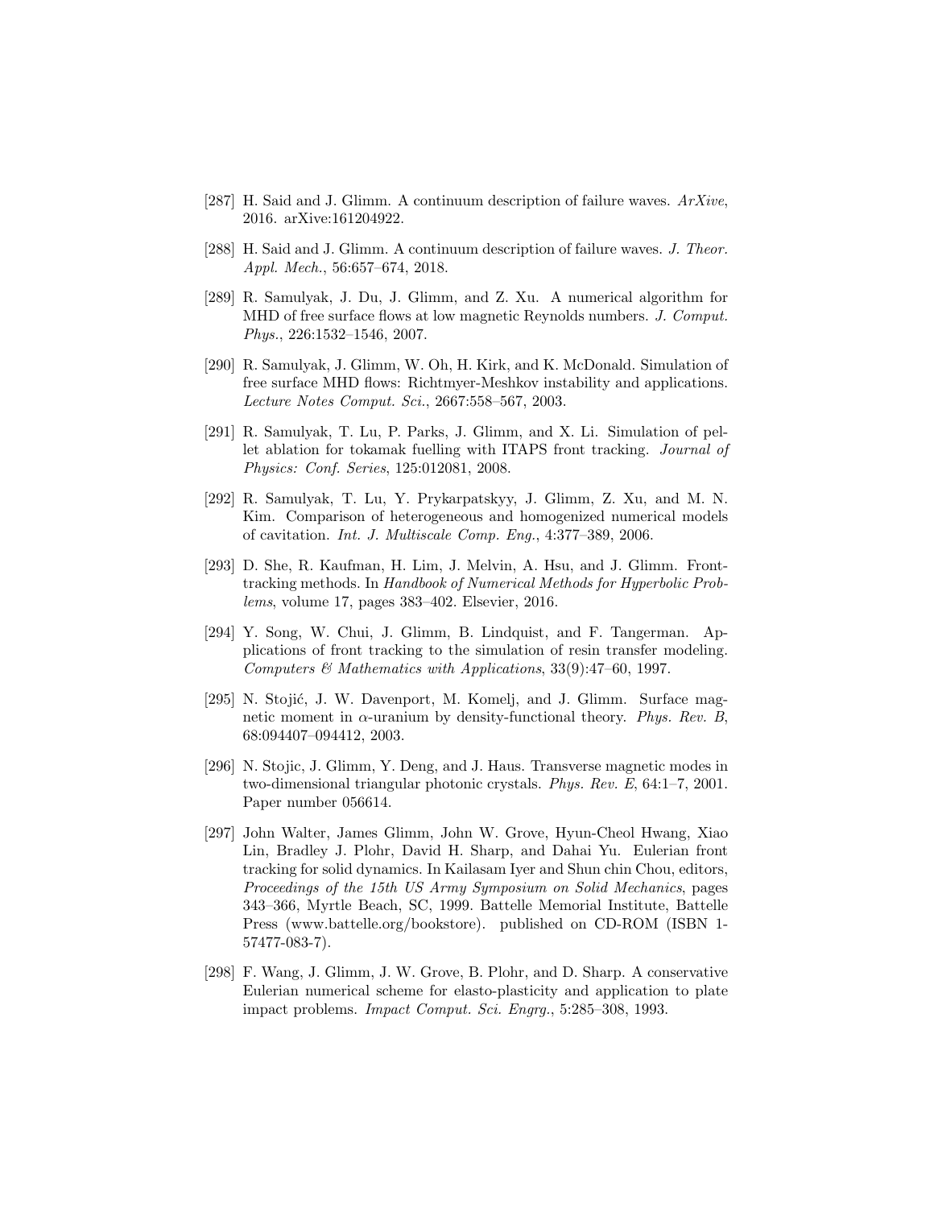[287] H. Said and J. Glimm. A continuum description of failure waves. *ArXive*, 2016. arXive:161204922.

[288] H. Said and J. Glimm. A continuum description of failure waves. *J. Theor. Appl. Mech.*, 56:657–674, 2018.

[289] R. Samulyak, J. Du, J. Glimm, and Z. Xu. A numerical algorithm for MHD of free surface flows at low magnetic Reynolds numbers. *J. Comput. Phys.*, 226:1532–1546, 2007.

[290] R. Samulyak, J. Glimm, W. Oh, H. Kirk, and K. McDonald. Simulation of free surface MHD flows: Richtmyer-Meshkov instability and applications. *Lecture Notes Comput. Sci.*, 2667:558–567, 2003.

[291] R. Samulyak, T. Lu, P. Parks, J. Glimm, and X. Li. Simulation of pellet ablation for tokamak fuelling with ITAPS front tracking. *Journal of Physics: Conf. Series*, 125:012081, 2008.

[292] R. Samulyak, T. Lu, Y. Prykarpatskyy, J. Glimm, Z. Xu, and M. N. Kim. Comparison of heterogeneous and homogenized numerical models of cavitation. *Int. J. Multiscale Comp. Eng.*, 4:377–389, 2006.

[293] D. She, R. Kaufman, H. Lim, J. Melvin, A. Hsu, and J. Glimm. Front-tracking methods. In *Handbook of Numerical Methods for Hyperbolic Problems*, volume 17, pages 383–402. Elsevier, 2016.

[294] Y. Song, W. Chui, J. Glimm, B. Lindquist, and F. Tangerman. Applications of front tracking to the simulation of resin transfer modeling. *Computers & Mathematics with Applications*, 33(9):47–60, 1997.

[295] N. Stojić, J. W. Davenport, M. Komelj, and J. Glimm. Surface magnetic moment in $\alpha$-uranium by density-functional theory. *Phys. Rev. B*, 68:094407–094412, 2003.

[296] N. Stojic, J. Glimm, Y. Deng, and J. Haus. Transverse magnetic modes in two-dimensional triangular photonic crystals. *Phys. Rev. E*, 64:1–7, 2001. Paper number 056614.

[297] John Walter, James Glimm, John W. Grove, Hyun-Cheol Hwang, Xiao Lin, Bradley J. Plohr, David H. Sharp, and Dahai Yu. Eulerian front tracking for solid dynamics. In Kailasam Iyer and Shun chin Chou, editors, *Proceedings of the 15th US Army Symposium on Solid Mechanics*, pages 343–366, Myrtle Beach, SC, 1999. Battelle Memorial Institute, Battelle Press (www.battelle.org/bookstore). published on CD-ROM (ISBN 1-57477-083-7).

[298] F. Wang, J. Glimm, J. W. Grove, B. Plohr, and D. Sharp. A conservative Eulerian numerical scheme for elasto-plasticity and application to plate impact problems. *Impact Comput. Sci. Engrg.*, 5:285–308, 1993.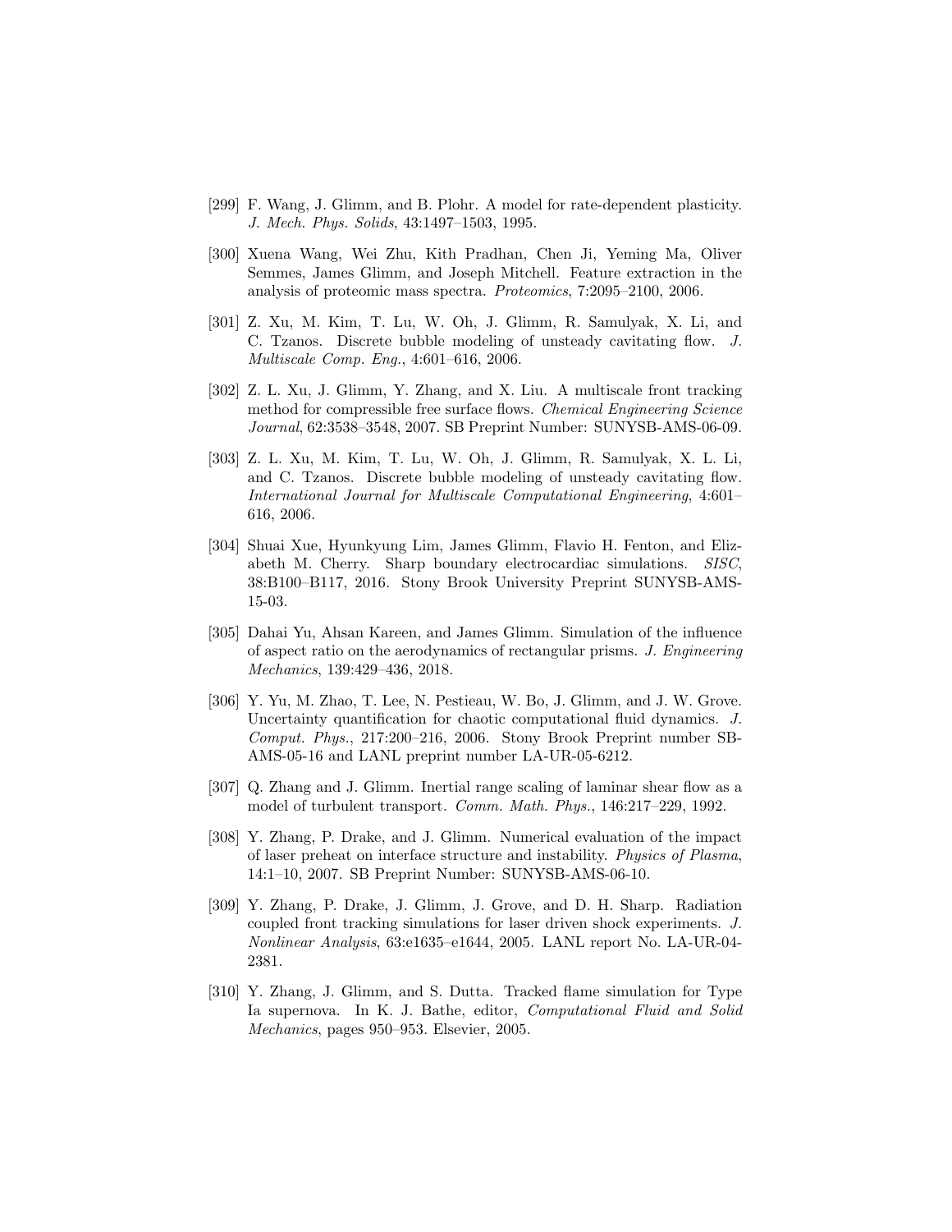[299] F. Wang, J. Glimm, and B. Plohr. A model for rate-dependent plasticity. *J. Mech. Phys. Solids*, 43:1497–1503, 1995.

[300] Xuena Wang, Wei Zhu, Kith Pradhan, Chen Ji, Yeming Ma, Oliver Semmes, James Glimm, and Joseph Mitchell. Feature extraction in the analysis of proteomic mass spectra. *Proteomics*, 7:2095–2100, 2006.

[301] Z. Xu, M. Kim, T. Lu, W. Oh, J. Glimm, R. Samulyak, X. Li, and C. Tzanos. Discrete bubble modeling of unsteady cavitating flow. *J. Multiscale Comp. Eng.*, 4:601–616, 2006.

[302] Z. L. Xu, J. Glimm, Y. Zhang, and X. Liu. A multiscale front tracking method for compressible free surface flows. *Chemical Engineering Science Journal*, 62:3538–3548, 2007. SB Preprint Number: SUNYSB-AMS-06-09.

[303] Z. L. Xu, M. Kim, T. Lu, W. Oh, J. Glimm, R. Samulyak, X. L. Li, and C. Tzanos. Discrete bubble modeling of unsteady cavitating flow. *International Journal for Multiscale Computational Engineering*, 4:601–616, 2006.

[304] Shuai Xue, Hyunkyung Lim, James Glimm, Flavio H. Fenton, and Elizabeth M. Cherry. Sharp boundary electrocardiac simulations. *SISC*, 38:B100–B117, 2016. Stony Brook University Preprint SUNYSB-AMS-15-03.

[305] Dahai Yu, Ahsan Kareen, and James Glimm. Simulation of the influence of aspect ratio on the aerodynamics of rectangular prisms. *J. Engineering Mechanics*, 139:429–436, 2018.

[306] Y. Yu, M. Zhao, T. Lee, N. Pestieau, W. Bo, J. Glimm, and J. W. Grove. Uncertainty quantification for chaotic computational fluid dynamics. *J. Comput. Phys.*, 217:200–216, 2006. Stony Brook Preprint number SB-AMS-05-16 and LANL preprint number LA-UR-05-6212.

[307] Q. Zhang and J. Glimm. Inertial range scaling of laminar shear flow as a model of turbulent transport. *Comm. Math. Phys.*, 146:217–229, 1992.

[308] Y. Zhang, P. Drake, and J. Glimm. Numerical evaluation of the impact of laser preheat on interface structure and instability. *Physics of Plasma*, 14:1–10, 2007. SB Preprint Number: SUNYSB-AMS-06-10.

[309] Y. Zhang, P. Drake, J. Glimm, J. Grove, and D. H. Sharp. Radiation coupled front tracking simulations for laser driven shock experiments. *J. Nonlinear Analysis*, 63:e1635–e1644, 2005. LANL report No. LA-UR-04-2381.

[310] Y. Zhang, J. Glimm, and S. Dutta. Tracked flame simulation for Type Ia supernova. In K. J. Bathe, editor, *Computational Fluid and Solid Mechanics*, pages 950–953. Elsevier, 2005.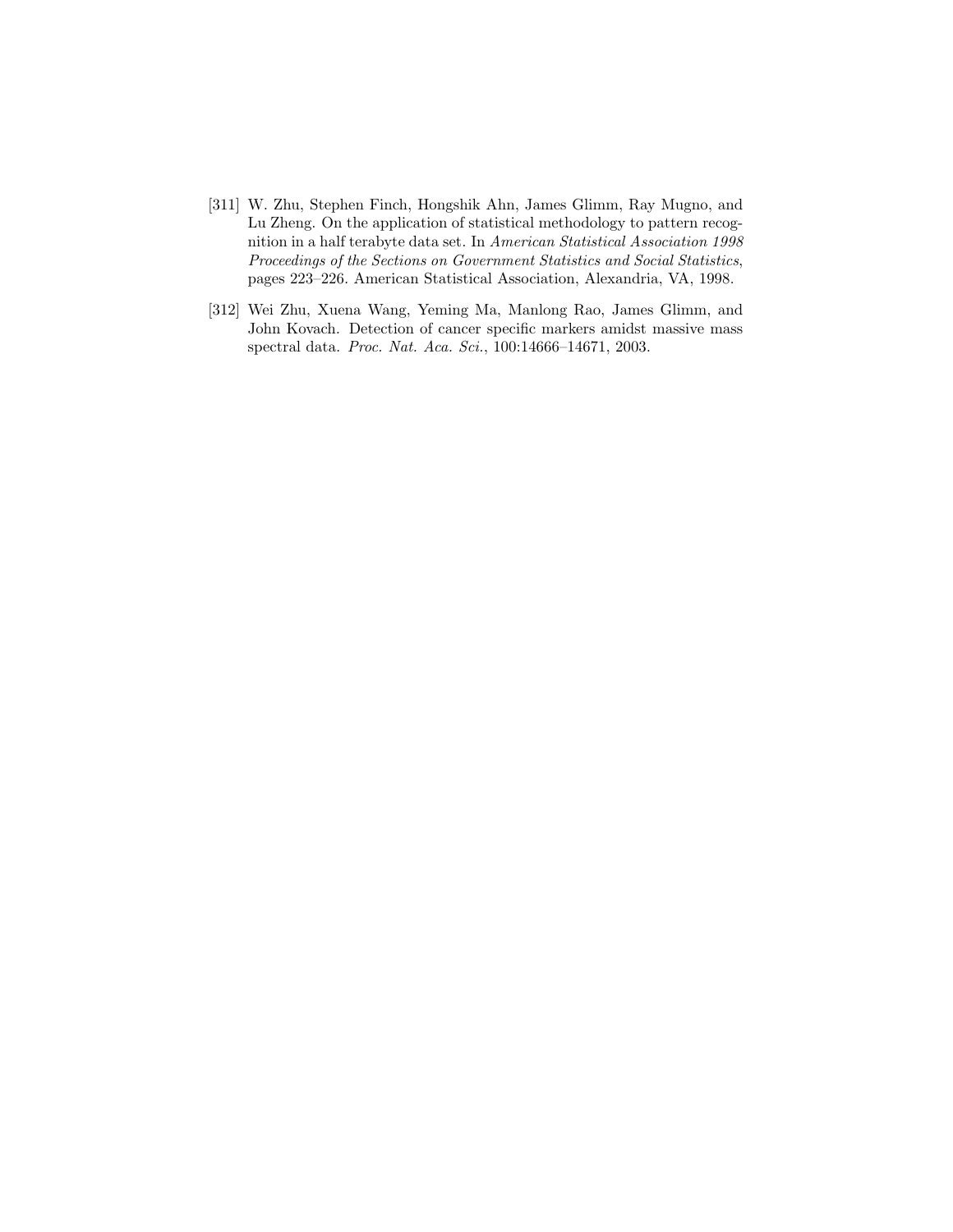[311] W. Zhu, Stephen Finch, Hongshik Ahn, James Glimm, Ray Mugno, and Lu Zheng. On the application of statistical methodology to pattern recognition in a half terabyte data set. In *American Statistical Association 1998 Proceedings of the Sections on Government Statistics and Social Statistics*, pages 223–226. American Statistical Association, Alexandria, VA, 1998.

[312] Wei Zhu, Xuena Wang, Yeming Ma, Manlong Rao, James Glimm, and John Kovach. Detection of cancer specific markers amidst massive mass spectral data. *Proc. Nat. Aca. Sci.*, 100:14666–14671, 2003.